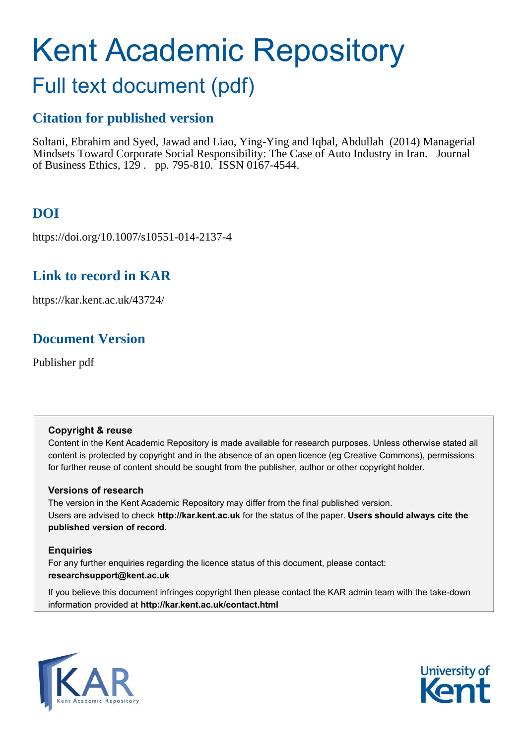# Kent Academic Repository

## Full text document (pdf)

### Citation for published version

Soltani, Ebrahim and Syed, Jawad and Liao, Ying-Ying and Iqbal, Abdullah (2014) Managerial Mindsets Toward Corporate Social Responsibility: The Case of Auto Industry in Iran. Journal of Business Ethics, 129 . pp. 795-810. ISSN 0167-4544.

### DOI

https://doi.org/10.1007/s10551-014-2137-4

### Link to record in KAR

https://kar.kent.ac.uk/43724/

### Document Version

Publisher pdf

**Copyright & reuse**

Content in the Kent Academic Repository is made available for research purposes. Unless otherwise stated all content is protected by copyright and in the absence of an open licence (eg Creative Commons), permissions for further reuse of content should be sought from the publisher, author or other copyright holder.

**Versions of research**

The version in the Kent Academic Repository may differ from the final published version. Users are advised to check **http://kar.kent.ac.uk** for the status of the paper. **Users should always cite the published version of record.**

**Enquiries**

For any further enquiries regarding the licence status of this document, please contact: **researchsupport@kent.ac.uk**

If you believe this document infringes copyright then please contact the KAR admin team with the take-down information provided at **http://kar.kent.ac.uk/contact.html**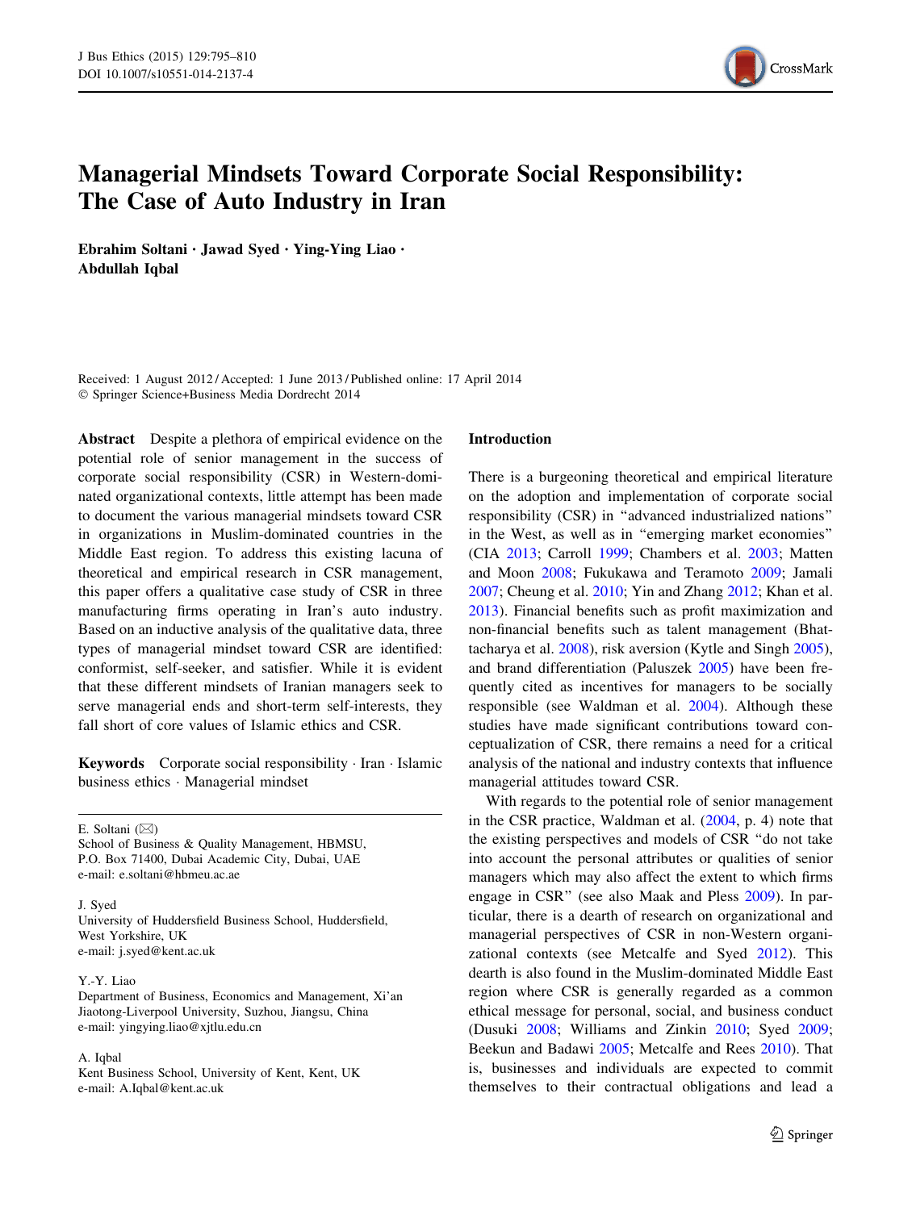# Managerial Mindsets Toward Corporate Social Responsibility: The Case of Auto Industry in Iran

**Ebrahim Soltani · Jawad Syed · Ying-Ying Liao · Abdullah Iqbal**

Received: 1 August 2012 / Accepted: 1 June 2013 / Published online: 17 April 2014
© Springer Science+Business Media Dordrecht 2014

**Abstract** Despite a plethora of empirical evidence on the potential role of senior management in the success of corporate social responsibility (CSR) in Western-dominated organizational contexts, little attempt has been made to document the various managerial mindsets toward CSR in organizations in Muslim-dominated countries in the Middle East region. To address this existing lacuna of theoretical and empirical research in CSR management, this paper offers a qualitative case study of CSR in three manufacturing firms operating in Iran's auto industry. Based on an inductive analysis of the qualitative data, three types of managerial mindset toward CSR are identified: conformist, self-seeker, and satisfier. While it is evident that these different mindsets of Iranian managers seek to serve managerial ends and short-term self-interests, they fall short of core values of Islamic ethics and CSR.

**Keywords** Corporate social responsibility · Iran · Islamic business ethics · Managerial mindset

E. Soltani (✉)
School of Business & Quality Management, HBMSU, P.O. Box 71400, Dubai Academic City, Dubai, UAE
e-mail: e.soltani@hbmeu.ac.ae

J. Syed
University of Huddersfield Business School, Huddersfield, West Yorkshire, UK
e-mail: j.syed@kent.ac.uk

Y.-Y. Liao
Department of Business, Economics and Management, Xi'an Jiaotong-Liverpool University, Suzhou, Jiangsu, China
e-mail: yingying.liao@xjtlu.edu.cn

A. Iqbal
Kent Business School, University of Kent, Kent, UK
e-mail: A.Iqbal@kent.ac.uk

## Introduction

There is a burgeoning theoretical and empirical literature on the adoption and implementation of corporate social responsibility (CSR) in "advanced industrialized nations" in the West, as well as in "emerging market economies" (CIA 2013; Carroll 1999; Chambers et al. 2003; Matten and Moon 2008; Fukukawa and Teramoto 2009; Jamali 2007; Cheung et al. 2010; Yin and Zhang 2012; Khan et al. 2013). Financial benefits such as profit maximization and non-financial benefits such as talent management (Bhattacharya et al. 2008), risk aversion (Kytle and Singh 2005), and brand differentiation (Paluszek 2005) have been frequently cited as incentives for managers to be socially responsible (see Waldman et al. 2004). Although these studies have made significant contributions toward conceptualization of CSR, there remains a need for a critical analysis of the national and industry contexts that influence managerial attitudes toward CSR.

With regards to the potential role of senior management in the CSR practice, Waldman et al. (2004, p. 4) note that the existing perspectives and models of CSR "do not take into account the personal attributes or qualities of senior managers which may also affect the extent to which firms engage in CSR" (see also Maak and Pless 2009). In particular, there is a dearth of research on organizational and managerial perspectives of CSR in non-Western organizational contexts (see Metcalfe and Syed 2012). This dearth is also found in the Muslim-dominated Middle East region where CSR is generally regarded as a common ethical message for personal, social, and business conduct (Dusuki 2008; Williams and Zinkin 2010; Syed 2009; Beekun and Badawi 2005; Metcalfe and Rees 2010). That is, businesses and individuals are expected to commit themselves to their contractual obligations and lead a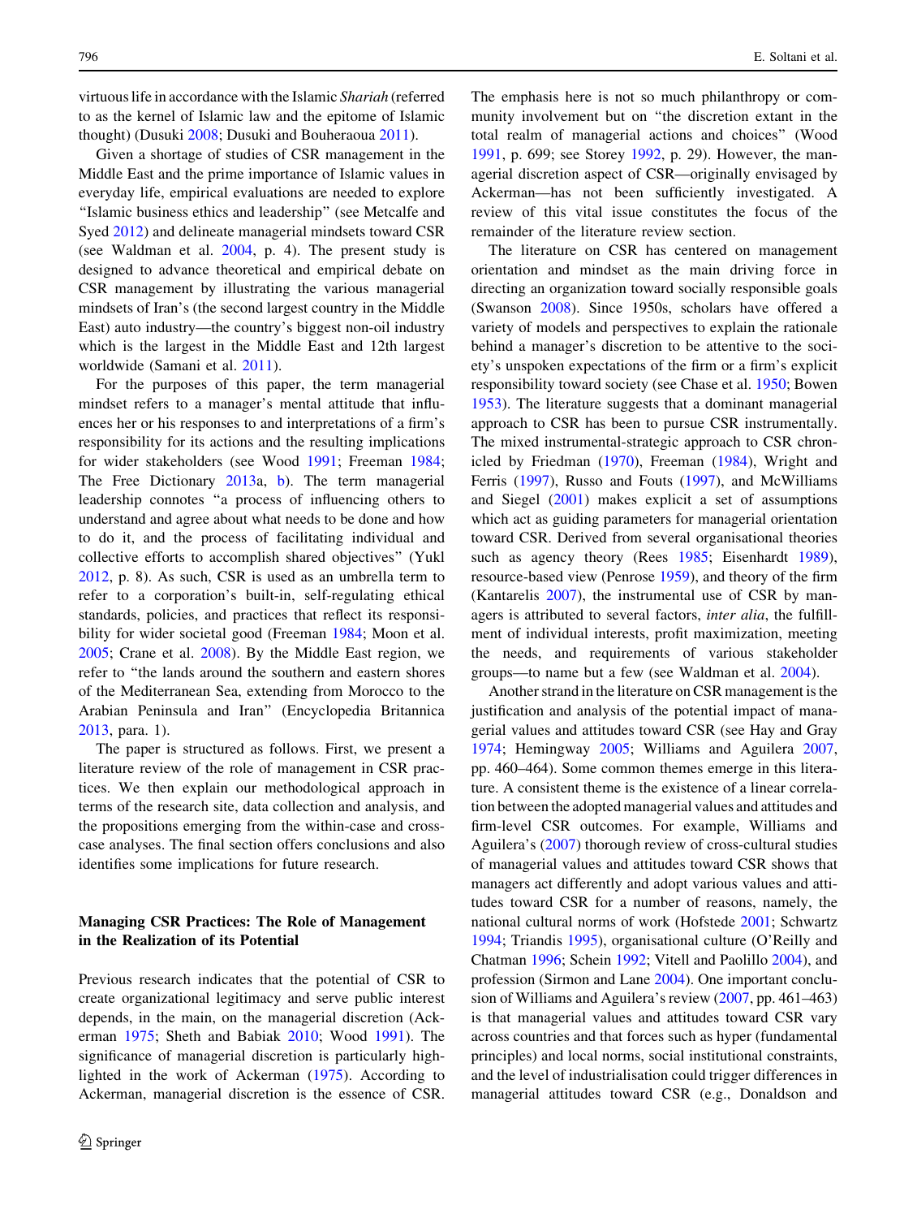virtuous life in accordance with the Islamic *Shariah* (referred to as the kernel of Islamic law and the epitome of Islamic thought) (Dusuki 2008; Dusuki and Bouheraoua 2011).

Given a shortage of studies of CSR management in the Middle East and the prime importance of Islamic values in everyday life, empirical evaluations are needed to explore "Islamic business ethics and leadership" (see Metcalfe and Syed 2012) and delineate managerial mindsets toward CSR (see Waldman et al. 2004, p. 4). The present study is designed to advance theoretical and empirical debate on CSR management by illustrating the various managerial mindsets of Iran's (the second largest country in the Middle East) auto industry—the country's biggest non-oil industry which is the largest in the Middle East and 12th largest worldwide (Samani et al. 2011).

For the purposes of this paper, the term managerial mindset refers to a manager's mental attitude that influences her or his responses to and interpretations of a firm's responsibility for its actions and the resulting implications for wider stakeholders (see Wood 1991; Freeman 1984; The Free Dictionary 2013a, b). The term managerial leadership connotes "a process of influencing others to understand and agree about what needs to be done and how to do it, and the process of facilitating individual and collective efforts to accomplish shared objectives" (Yukl 2012, p. 8). As such, CSR is used as an umbrella term to refer to a corporation's built-in, self-regulating ethical standards, policies, and practices that reflect its responsibility for wider societal good (Freeman 1984; Moon et al. 2005; Crane et al. 2008). By the Middle East region, we refer to "the lands around the southern and eastern shores of the Mediterranean Sea, extending from Morocco to the Arabian Peninsula and Iran" (Encyclopedia Britannica 2013, para. 1).

The paper is structured as follows. First, we present a literature review of the role of management in CSR practices. We then explain our methodological approach in terms of the research site, data collection and analysis, and the propositions emerging from the within-case and cross-case analyses. The final section offers conclusions and also identifies some implications for future research.

## Managing CSR Practices: The Role of Management in the Realization of its Potential

Previous research indicates that the potential of CSR to create organizational legitimacy and serve public interest depends, in the main, on the managerial discretion (Ackerman 1975; Sheth and Babiak 2010; Wood 1991). The significance of managerial discretion is particularly highlighted in the work of Ackerman (1975). According to Ackerman, managerial discretion is the essence of CSR. The emphasis here is not so much philanthropy or community involvement but on "the discretion extant in the total realm of managerial actions and choices" (Wood 1991, p. 699; see Storey 1992, p. 29). However, the managerial discretion aspect of CSR—originally envisaged by Ackerman—has not been sufficiently investigated. A review of this vital issue constitutes the focus of the remainder of the literature review section.

The literature on CSR has centered on management orientation and mindset as the main driving force in directing an organization toward socially responsible goals (Swanson 2008). Since 1950s, scholars have offered a variety of models and perspectives to explain the rationale behind a manager's discretion to be attentive to the society's unspoken expectations of the firm or a firm's explicit responsibility toward society (see Chase et al. 1950; Bowen 1953). The literature suggests that a dominant managerial approach to CSR has been to pursue CSR instrumentally. The mixed instrumental-strategic approach to CSR chronicled by Friedman (1970), Freeman (1984), Wright and Ferris (1997), Russo and Fouts (1997), and McWilliams and Siegel (2001) makes explicit a set of assumptions which act as guiding parameters for managerial orientation toward CSR. Derived from several organisational theories such as agency theory (Rees 1985; Eisenhardt 1989), resource-based view (Penrose 1959), and theory of the firm (Kantarelis 2007), the instrumental use of CSR by managers is attributed to several factors, *inter alia*, the fulfillment of individual interests, profit maximization, meeting the needs, and requirements of various stakeholder groups—to name but a few (see Waldman et al. 2004).

Another strand in the literature on CSR management is the justification and analysis of the potential impact of managerial values and attitudes toward CSR (see Hay and Gray 1974; Hemingway 2005; Williams and Aguilera 2007, pp. 460–464). Some common themes emerge in this literature. A consistent theme is the existence of a linear correlation between the adopted managerial values and attitudes and firm-level CSR outcomes. For example, Williams and Aguilera's (2007) thorough review of cross-cultural studies of managerial values and attitudes toward CSR shows that managers act differently and adopt various values and attitudes toward CSR for a number of reasons, namely, the national cultural norms of work (Hofstede 2001; Schwartz 1994; Triandis 1995), organisational culture (O'Reilly and Chatman 1996; Schein 1992; Vitell and Paolillo 2004), and profession (Sirmon and Lane 2004). One important conclusion of Williams and Aguilera's review (2007, pp. 461–463) is that managerial values and attitudes toward CSR vary across countries and that forces such as hyper (fundamental principles) and local norms, social institutional constraints, and the level of industrialisation could trigger differences in managerial attitudes toward CSR (e.g., Donaldson and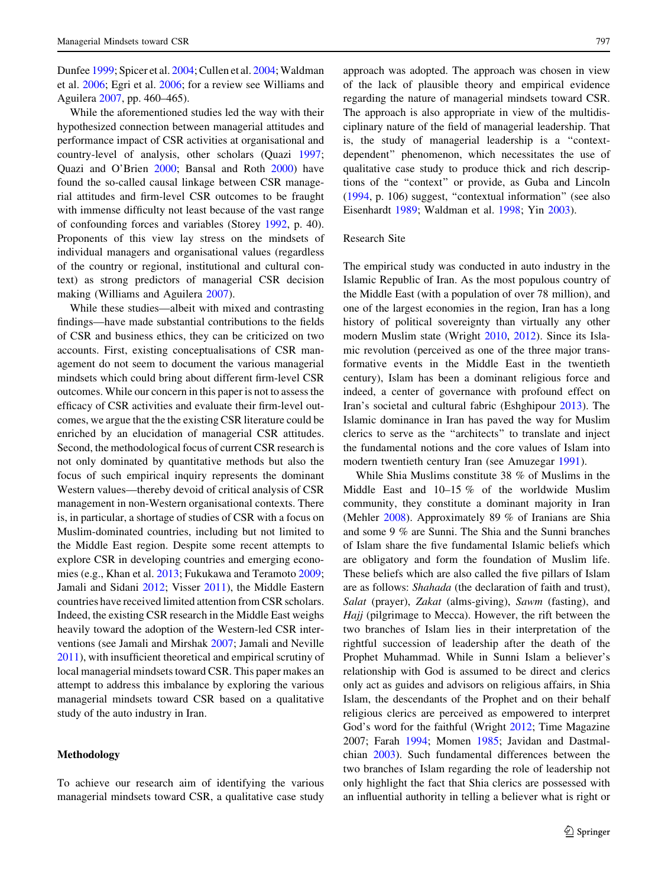Dunfee 1999; Spicer et al. 2004; Cullen et al. 2004; Waldman et al. 2006; Egri et al. 2006; for a review see Williams and Aguilera 2007, pp. 460–465).

While the aforementioned studies led the way with their hypothesized connection between managerial attitudes and performance impact of CSR activities at organisational and country-level of analysis, other scholars (Quazi 1997; Quazi and O'Brien 2000; Bansal and Roth 2000) have found the so-called causal linkage between CSR managerial attitudes and firm-level CSR outcomes to be fraught with immense difficulty not least because of the vast range of confounding forces and variables (Storey 1992, p. 40). Proponents of this view lay stress on the mindsets of individual managers and organisational values (regardless of the country or regional, institutional and cultural context) as strong predictors of managerial CSR decision making (Williams and Aguilera 2007).

While these studies—albeit with mixed and contrasting findings—have made substantial contributions to the fields of CSR and business ethics, they can be criticized on two accounts. First, existing conceptualisations of CSR management do not seem to document the various managerial mindsets which could bring about different firm-level CSR outcomes. While our concern in this paper is not to assess the efficacy of CSR activities and evaluate their firm-level outcomes, we argue that the the existing CSR literature could be enriched by an elucidation of managerial CSR attitudes. Second, the methodological focus of current CSR research is not only dominated by quantitative methods but also the focus of such empirical inquiry represents the dominant Western values—thereby devoid of critical analysis of CSR management in non-Western organisational contexts. There is, in particular, a shortage of studies of CSR with a focus on Muslim-dominated countries, including but not limited to the Middle East region. Despite some recent attempts to explore CSR in developing countries and emerging economies (e.g., Khan et al. 2013; Fukukawa and Teramoto 2009; Jamali and Sidani 2012; Visser 2011), the Middle Eastern countries have received limited attention from CSR scholars. Indeed, the existing CSR research in the Middle East weighs heavily toward the adoption of the Western-led CSR interventions (see Jamali and Mirshak 2007; Jamali and Neville 2011), with insufficient theoretical and empirical scrutiny of local managerial mindsets toward CSR. This paper makes an attempt to address this imbalance by exploring the various managerial mindsets toward CSR based on a qualitative study of the auto industry in Iran.

## Methodology

To achieve our research aim of identifying the various managerial mindsets toward CSR, a qualitative case study approach was adopted. The approach was chosen in view of the lack of plausible theory and empirical evidence regarding the nature of managerial mindsets toward CSR. The approach is also appropriate in view of the multidisciplinary nature of the field of managerial leadership. That is, the study of managerial leadership is a "context-dependent" phenomenon, which necessitates the use of qualitative case study to produce thick and rich descriptions of the "context" or provide, as Guba and Lincoln (1994, p. 106) suggest, "contextual information" (see also Eisenhardt 1989; Waldman et al. 1998; Yin 2003).

### Research Site

The empirical study was conducted in auto industry in the Islamic Republic of Iran. As the most populous country of the Middle East (with a population of over 78 million), and one of the largest economies in the region, Iran has a long history of political sovereignty than virtually any other modern Muslim state (Wright 2010, 2012). Since its Islamic revolution (perceived as one of the three major transformative events in the Middle East in the twentieth century), Islam has been a dominant religious force and indeed, a center of governance with profound effect on Iran's societal and cultural fabric (Eshghipour 2013). The Islamic dominance in Iran has paved the way for Muslim clerics to serve as the "architects" to translate and inject the fundamental notions and the core values of Islam into modern twentieth century Iran (see Amuzegar 1991).

While Shia Muslims constitute 38 % of Muslims in the Middle East and 10–15 % of the worldwide Muslim community, they constitute a dominant majority in Iran (Mehler 2008). Approximately 89 % of Iranians are Shia and some 9 % are Sunni. The Shia and the Sunni branches of Islam share the five fundamental Islamic beliefs which are obligatory and form the foundation of Muslim life. These beliefs which are also called the five pillars of Islam are as follows: *Shahada* (the declaration of faith and trust), *Salat* (prayer), *Zakat* (alms-giving), *Sawm* (fasting), and *Hajj* (pilgrimage to Mecca). However, the rift between the two branches of Islam lies in their interpretation of the rightful succession of leadership after the death of the Prophet Muhammad. While in Sunni Islam a believer's relationship with God is assumed to be direct and clerics only act as guides and advisors on religious affairs, in Shia Islam, the descendants of the Prophet and on their behalf religious clerics are perceived as empowered to interpret God's word for the faithful (Wright 2012; Time Magazine 2007; Farah 1994; Momen 1985; Javidan and Dastmalchian 2003). Such fundamental differences between the two branches of Islam regarding the role of leadership not only highlight the fact that Shia clerics are possessed with an influential authority in telling a believer what is right or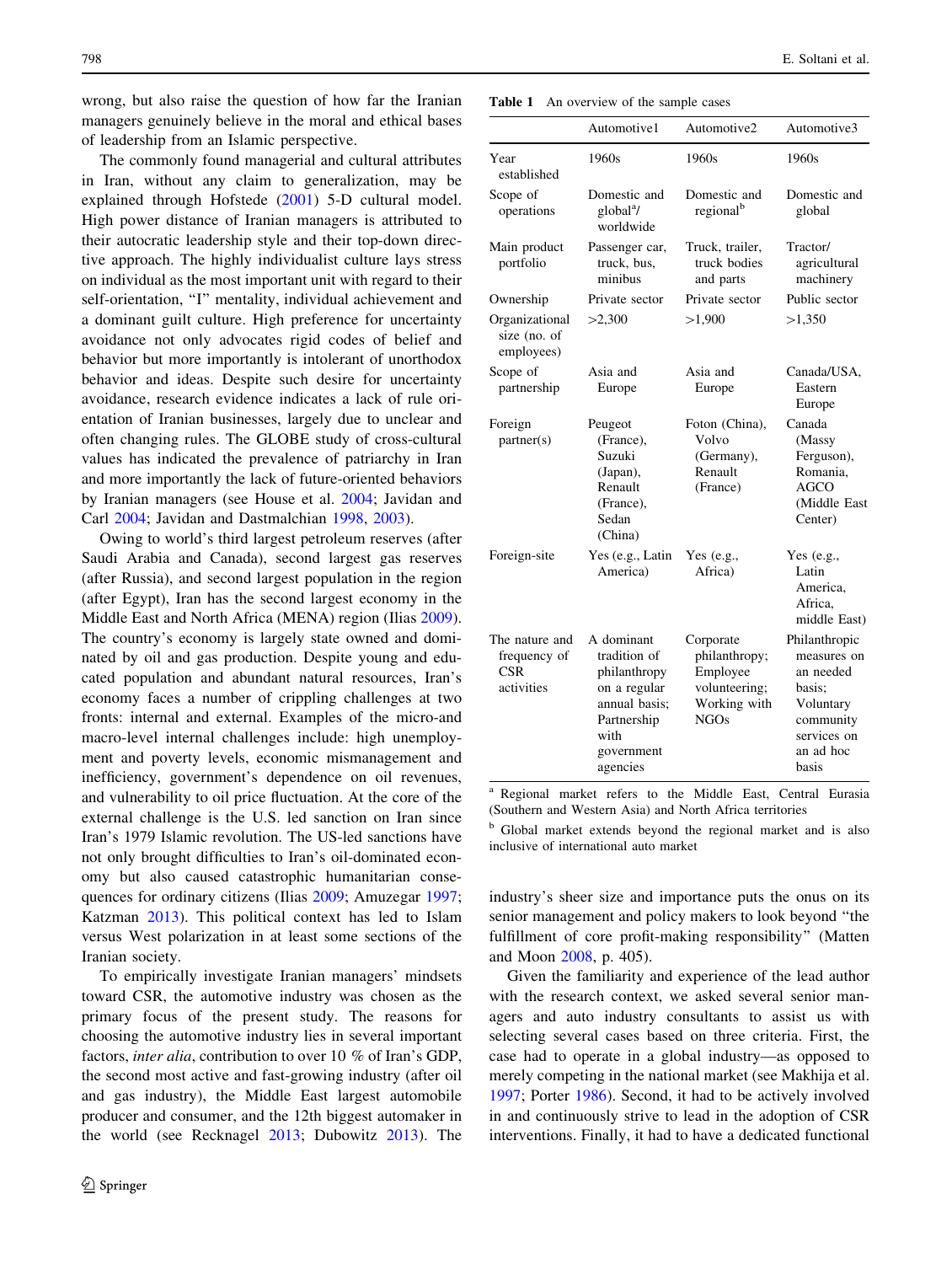wrong, but also raise the question of how far the Iranian managers genuinely believe in the moral and ethical bases of leadership from an Islamic perspective.

The commonly found managerial and cultural attributes in Iran, without any claim to generalization, may be explained through Hofstede (2001) 5-D cultural model. High power distance of Iranian managers is attributed to their autocratic leadership style and their top-down directive approach. The highly individualist culture lays stress on individual as the most important unit with regard to their self-orientation, "I" mentality, individual achievement and a dominant guilt culture. High preference for uncertainty avoidance not only advocates rigid codes of belief and behavior but more importantly is intolerant of unorthodox behavior and ideas. Despite such desire for uncertainty avoidance, research evidence indicates a lack of rule orientation of Iranian businesses, largely due to unclear and often changing rules. The GLOBE study of cross-cultural values has indicated the prevalence of patriarchy in Iran and more importantly the lack of future-oriented behaviors by Iranian managers (see House et al. 2004; Javidan and Carl 2004; Javidan and Dastmalchian 1998, 2003).

Owing to world's third largest petroleum reserves (after Saudi Arabia and Canada), second largest gas reserves (after Russia), and second largest population in the region (after Egypt), Iran has the second largest economy in the Middle East and North Africa (MENA) region (Ilias 2009). The country's economy is largely state owned and dominated by oil and gas production. Despite young and educated population and abundant natural resources, Iran's economy faces a number of crippling challenges at two fronts: internal and external. Examples of the micro-and macro-level internal challenges include: high unemployment and poverty levels, economic mismanagement and inefficiency, government's dependence on oil revenues, and vulnerability to oil price fluctuation. At the core of the external challenge is the U.S. led sanction on Iran since Iran's 1979 Islamic revolution. The US-led sanctions have not only brought difficulties to Iran's oil-dominated economy but also caused catastrophic humanitarian consequences for ordinary citizens (Ilias 2009; Amuzegar 1997; Katzman 2013). This political context has led to Islam versus West polarization in at least some sections of the Iranian society.

To empirically investigate Iranian managers' mindsets toward CSR, the automotive industry was chosen as the primary focus of the present study. The reasons for choosing the automotive industry lies in several important factors, *inter alia*, contribution to over 10 % of Iran's GDP, the second most active and fast-growing industry (after oil and gas industry), the Middle East largest automobile producer and consumer, and the 12th biggest automaker in the world (see Recknagel 2013; Dubowitz 2013). The industry's sheer size and importance puts the onus on its senior management and policy makers to look beyond "the fulfillment of core profit-making responsibility" (Matten and Moon 2008, p. 405).

**Table 1** An overview of the sample cases

| | Automotive1 | Automotive2 | Automotive3 |
|---|---|---|---|
| Year established | 1960s | 1960s | 1960s |
| Scope of operations | Domestic and global[a]/worldwide | Domestic and regional[b] | Domestic and global |
| Main product portfolio | Passenger car, truck, bus, minibus | Truck, trailer, truck bodies and parts | Tractor/agricultural machinery |
| Ownership | Private sector | Private sector | Public sector |
| Organizational size (no. of employees) | >2,300 | >1,900 | >1,350 |
| Scope of partnership | Asia and Europe | Asia and Europe | Canada/USA, Eastern Europe |
| Foreign partner(s) | Peugeot (France), Suzuki (Japan), Renault (France), Sedan (China) | Foton (China), Volvo (Germany), Renault (France) | Canada (Massy Ferguson), Romania, AGCO (Middle East Center) |
| Foreign-site | Yes (e.g., Latin America) | Yes (e.g., Africa) | Yes (e.g., Latin America, Africa, middle East) |
| The nature and frequency of CSR activities | A dominant tradition of philanthropy on a regular annual basis; Partnership with government agencies | Corporate philanthropy; Employee volunteering; Working with NGOs | Philanthropic measures on an needed basis; Voluntary community services on an ad hoc basis |

[a] Regional market refers to the Middle East, Central Eurasia (Southern and Western Asia) and North Africa territories

[b] Global market extends beyond the regional market and is also inclusive of international auto market

Given the familiarity and experience of the lead author with the research context, we asked several senior managers and auto industry consultants to assist us with selecting several cases based on three criteria. First, the case had to operate in a global industry—as opposed to merely competing in the national market (see Makhija et al. 1997; Porter 1986). Second, it had to be actively involved in and continuously strive to lead in the adoption of CSR interventions. Finally, it had to have a dedicated functional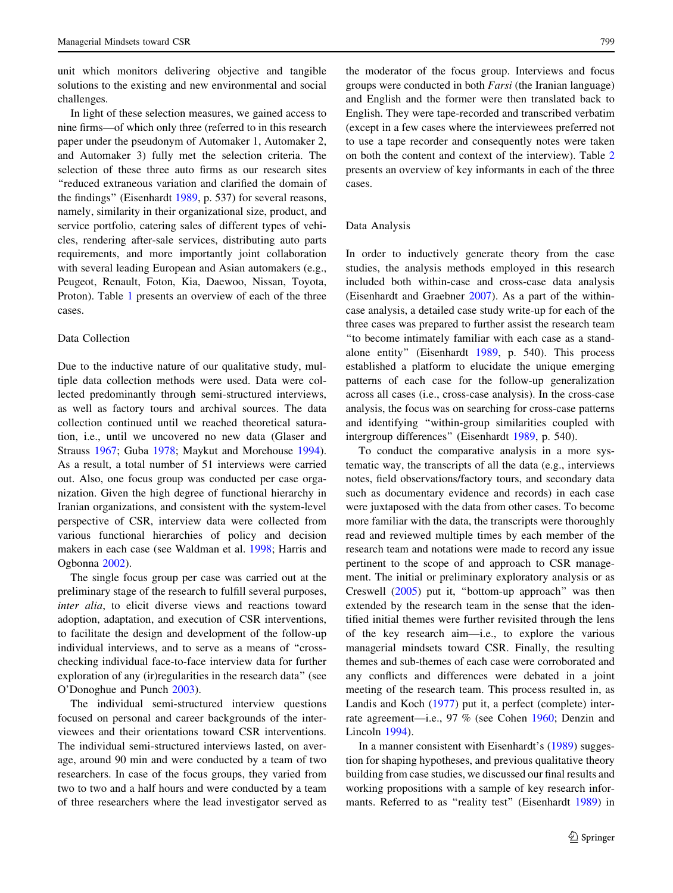unit which monitors delivering objective and tangible solutions to the existing and new environmental and social challenges.

In light of these selection measures, we gained access to nine firms—of which only three (referred to in this research paper under the pseudonym of Automaker 1, Automaker 2, and Automaker 3) fully met the selection criteria. The selection of these three auto firms as our research sites "reduced extraneous variation and clarified the domain of the findings" (Eisenhardt 1989, p. 537) for several reasons, namely, similarity in their organizational size, product, and service portfolio, catering sales of different types of vehicles, rendering after-sale services, distributing auto parts requirements, and more importantly joint collaboration with several leading European and Asian automakers (e.g., Peugeot, Renault, Foton, Kia, Daewoo, Nissan, Toyota, Proton). Table 1 presents an overview of each of the three cases.

### Data Collection

Due to the inductive nature of our qualitative study, multiple data collection methods were used. Data were collected predominantly through semi-structured interviews, as well as factory tours and archival sources. The data collection continued until we reached theoretical saturation, i.e., until we uncovered no new data (Glaser and Strauss 1967; Guba 1978; Maykut and Morehouse 1994). As a result, a total number of 51 interviews were carried out. Also, one focus group was conducted per case organization. Given the high degree of functional hierarchy in Iranian organizations, and consistent with the system-level perspective of CSR, interview data were collected from various functional hierarchies of policy and decision makers in each case (see Waldman et al. 1998; Harris and Ogbonna 2002).

The single focus group per case was carried out at the preliminary stage of the research to fulfill several purposes, *inter alia*, to elicit diverse views and reactions toward adoption, adaptation, and execution of CSR interventions, to facilitate the design and development of the follow-up individual interviews, and to serve as a means of "cross-checking individual face-to-face interview data for further exploration of any (ir)regularities in the research data" (see O'Donoghue and Punch 2003).

The individual semi-structured interview questions focused on personal and career backgrounds of the interviewees and their orientations toward CSR interventions. The individual semi-structured interviews lasted, on average, around 90 min and were conducted by a team of two researchers. In case of the focus groups, they varied from two to two and a half hours and were conducted by a team of three researchers where the lead investigator served as the moderator of the focus group. Interviews and focus groups were conducted in both *Farsi* (the Iranian language) and English and the former were then translated back to English. They were tape-recorded and transcribed verbatim (except in a few cases where the interviewees preferred not to use a tape recorder and consequently notes were taken on both the content and context of the interview). Table 2 presents an overview of key informants in each of the three cases.

### Data Analysis

In order to inductively generate theory from the case studies, the analysis methods employed in this research included both within-case and cross-case data analysis (Eisenhardt and Graebner 2007). As a part of the within-case analysis, a detailed case study write-up for each of the three cases was prepared to further assist the research team "to become intimately familiar with each case as a stand-alone entity" (Eisenhardt 1989, p. 540). This process established a platform to elucidate the unique emerging patterns of each case for the follow-up generalization across all cases (i.e., cross-case analysis). In the cross-case analysis, the focus was on searching for cross-case patterns and identifying "within-group similarities coupled with intergroup differences" (Eisenhardt 1989, p. 540).

To conduct the comparative analysis in a more systematic way, the transcripts of all the data (e.g., interviews notes, field observations/factory tours, and secondary data such as documentary evidence and records) in each case were juxtaposed with the data from other cases. To become more familiar with the data, the transcripts were thoroughly read and reviewed multiple times by each member of the research team and notations were made to record any issue pertinent to the scope of and approach to CSR management. The initial or preliminary exploratory analysis or as Creswell (2005) put it, "bottom-up approach" was then extended by the research team in the sense that the identified initial themes were further revisited through the lens of the key research aim—i.e., to explore the various managerial mindsets toward CSR. Finally, the resulting themes and sub-themes of each case were corroborated and any conflicts and differences were debated in a joint meeting of the research team. This process resulted in, as Landis and Koch (1977) put it, a perfect (complete) inter-rate agreement—i.e., 97 % (see Cohen 1960; Denzin and Lincoln 1994).

In a manner consistent with Eisenhardt's (1989) suggestion for shaping hypotheses, and previous qualitative theory building from case studies, we discussed our final results and working propositions with a sample of key research informants. Referred to as "reality test" (Eisenhardt 1989) in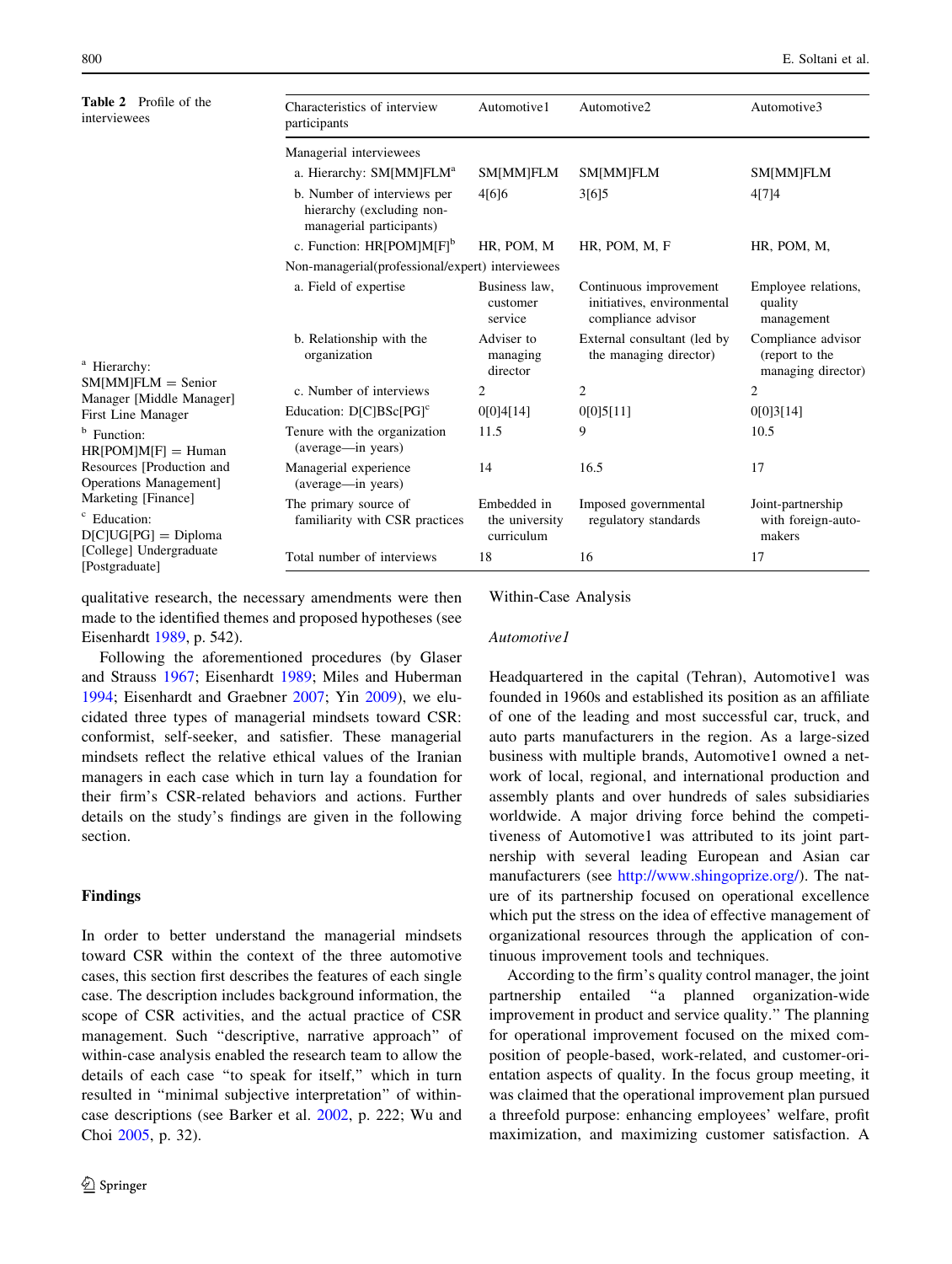**Table 2** Profile of the interviewees

| Characteristics of interview participants | Automotive1 | Automotive2 | Automotive3 |
|---|---|---|---|
| Managerial interviewees | | | |
| a. Hierarchy: SM[MM]FLM[a] | SM[MM]FLM | SM[MM]FLM | SM[MM]FLM |
| b. Number of interviews per hierarchy (excluding non-managerial participants) | 4[6]6 | 3[6]5 | 4[7]4 |
| c. Function: HR[POM]M[F][b] | HR, POM, M | HR, POM, M, F | HR, POM, M, |
| Non-managerial(professional/expert) interviewees | | | |
| a. Field of expertise | Business law, customer service | Continuous improvement initiatives, environmental compliance advisor | Employee relations, quality management |
| b. Relationship with the organization | Adviser to managing director | External consultant (led by the managing director) | Compliance advisor (report to the managing director) |
| c. Number of interviews | 2 | 2 | 2 |
| Education: D[C]BSc[PG][c] | 0[0]4[14] | 0[0]5[11] | 0[0]3[14] |
| Tenure with the organization (average—in years) | 11.5 | 9 | 10.5 |
| Managerial experience (average—in years) | 14 | 16.5 | 17 |
| The primary source of familiarity with CSR practices | Embedded in the university curriculum | Imposed governmental regulatory standards | Joint-partnership with foreign-auto-makers |
| Total number of interviews | 18 | 16 | 17 |

[a] Hierarchy: SM[MM]FLM = Senior Manager [Middle Manager] First Line Manager

[b] Function: HR[POM]M[F] = Human Resources [Production and Operations Management] Marketing [Finance]

[c] Education: D[C]UG[PG] = Diploma [College] Undergraduate [Postgraduate]

qualitative research, the necessary amendments were then made to the identified themes and proposed hypotheses (see Eisenhardt 1989, p. 542).

Following the aforementioned procedures (by Glaser and Strauss 1967; Eisenhardt 1989; Miles and Huberman 1994; Eisenhardt and Graebner 2007; Yin 2009), we elucidated three types of managerial mindsets toward CSR: conformist, self-seeker, and satisfier. These managerial mindsets reflect the relative ethical values of the Iranian managers in each case which in turn lay a foundation for their firm's CSR-related behaviors and actions. Further details on the study's findings are given in the following section.

## Findings

In order to better understand the managerial mindsets toward CSR within the context of the three automotive cases, this section first describes the features of each single case. The description includes background information, the scope of CSR activities, and the actual practice of CSR management. Such "descriptive, narrative approach" of within-case analysis enabled the research team to allow the details of each case "to speak for itself," which in turn resulted in "minimal subjective interpretation" of within-case descriptions (see Barker et al. 2002, p. 222; Wu and Choi 2005, p. 32).

### Within-Case Analysis

#### *Automotive1*

Headquartered in the capital (Tehran), Automotive1 was founded in 1960s and established its position as an affiliate of one of the leading and most successful car, truck, and auto parts manufacturers in the region. As a large-sized business with multiple brands, Automotive1 owned a network of local, regional, and international production and assembly plants and over hundreds of sales subsidiaries worldwide. A major driving force behind the competitiveness of Automotive1 was attributed to its joint partnership with several leading European and Asian car manufacturers (see http://www.shingoprize.org/). The nature of its partnership focused on operational excellence which put the stress on the idea of effective management of organizational resources through the application of continuous improvement tools and techniques.

According to the firm's quality control manager, the joint partnership entailed "a planned organization-wide improvement in product and service quality." The planning for operational improvement focused on the mixed composition of people-based, work-related, and customer-orientation aspects of quality. In the focus group meeting, it was claimed that the operational improvement plan pursued a threefold purpose: enhancing employees' welfare, profit maximization, and maximizing customer satisfaction. A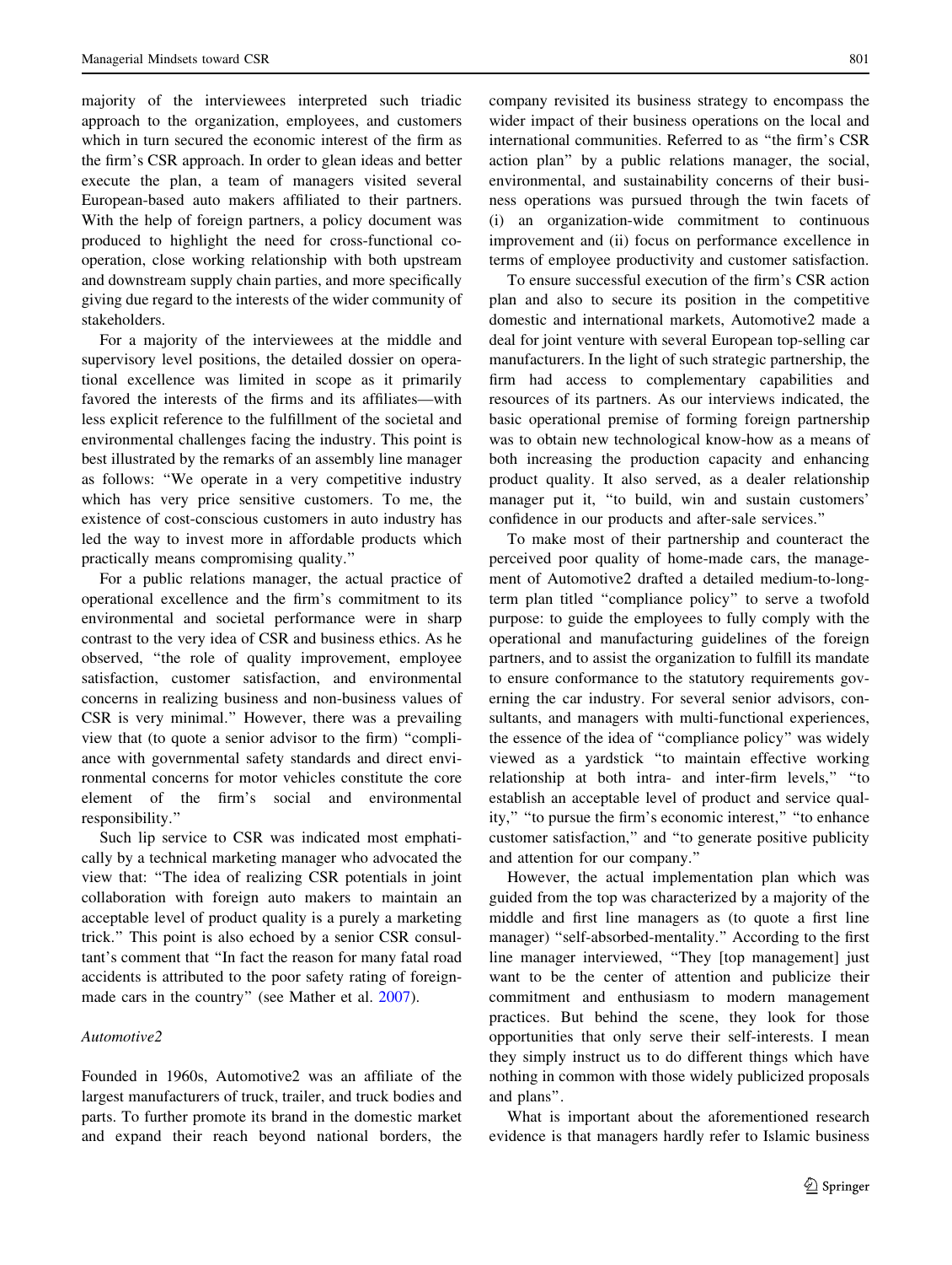majority of the interviewees interpreted such triadic approach to the organization, employees, and customers which in turn secured the economic interest of the firm as the firm's CSR approach. In order to glean ideas and better execute the plan, a team of managers visited several European-based auto makers affiliated to their partners. With the help of foreign partners, a policy document was produced to highlight the need for cross-functional co-operation, close working relationship with both upstream and downstream supply chain parties, and more specifically giving due regard to the interests of the wider community of stakeholders.

For a majority of the interviewees at the middle and supervisory level positions, the detailed dossier on operational excellence was limited in scope as it primarily favored the interests of the firms and its affiliates—with less explicit reference to the fulfillment of the societal and environmental challenges facing the industry. This point is best illustrated by the remarks of an assembly line manager as follows: "We operate in a very competitive industry which has very price sensitive customers. To me, the existence of cost-conscious customers in auto industry has led the way to invest more in affordable products which practically means compromising quality."

For a public relations manager, the actual practice of operational excellence and the firm's commitment to its environmental and societal performance were in sharp contrast to the very idea of CSR and business ethics. As he observed, "the role of quality improvement, employee satisfaction, customer satisfaction, and environmental concerns in realizing business and non-business values of CSR is very minimal." However, there was a prevailing view that (to quote a senior advisor to the firm) "compliance with governmental safety standards and direct environmental concerns for motor vehicles constitute the core element of the firm's social and environmental responsibility."

Such lip service to CSR was indicated most emphatically by a technical marketing manager who advocated the view that: "The idea of realizing CSR potentials in joint collaboration with foreign auto makers to maintain an acceptable level of product quality is a purely a marketing trick." This point is also echoed by a senior CSR consultant's comment that "In fact the reason for many fatal road accidents is attributed to the poor safety rating of foreign-made cars in the country" (see Mather et al. 2007).

*Automotive2*

Founded in 1960s, Automotive2 was an affiliate of the largest manufacturers of truck, trailer, and truck bodies and parts. To further promote its brand in the domestic market and expand their reach beyond national borders, the company revisited its business strategy to encompass the wider impact of their business operations on the local and international communities. Referred to as "the firm's CSR action plan" by a public relations manager, the social, environmental, and sustainability concerns of their business operations was pursued through the twin facets of (i) an organization-wide commitment to continuous improvement and (ii) focus on performance excellence in terms of employee productivity and customer satisfaction.

To ensure successful execution of the firm's CSR action plan and also to secure its position in the competitive domestic and international markets, Automotive2 made a deal for joint venture with several European top-selling car manufacturers. In the light of such strategic partnership, the firm had access to complementary capabilities and resources of its partners. As our interviews indicated, the basic operational premise of forming foreign partnership was to obtain new technological know-how as a means of both increasing the production capacity and enhancing product quality. It also served, as a dealer relationship manager put it, "to build, win and sustain customers' confidence in our products and after-sale services."

To make most of their partnership and counteract the perceived poor quality of home-made cars, the management of Automotive2 drafted a detailed medium-to-long-term plan titled "compliance policy" to serve a twofold purpose: to guide the employees to fully comply with the operational and manufacturing guidelines of the foreign partners, and to assist the organization to fulfill its mandate to ensure conformance to the statutory requirements governing the car industry. For several senior advisors, consultants, and managers with multi-functional experiences, the essence of the idea of "compliance policy" was widely viewed as a yardstick "to maintain effective working relationship at both intra- and inter-firm levels," "to establish an acceptable level of product and service quality," "to pursue the firm's economic interest," "to enhance customer satisfaction," and "to generate positive publicity and attention for our company."

However, the actual implementation plan which was guided from the top was characterized by a majority of the middle and first line managers as (to quote a first line manager) "self-absorbed-mentality." According to the first line manager interviewed, "They [top management] just want to be the center of attention and publicize their commitment and enthusiasm to modern management practices. But behind the scene, they look for those opportunities that only serve their self-interests. I mean they simply instruct us to do different things which have nothing in common with those widely publicized proposals and plans".

What is important about the aforementioned research evidence is that managers hardly refer to Islamic business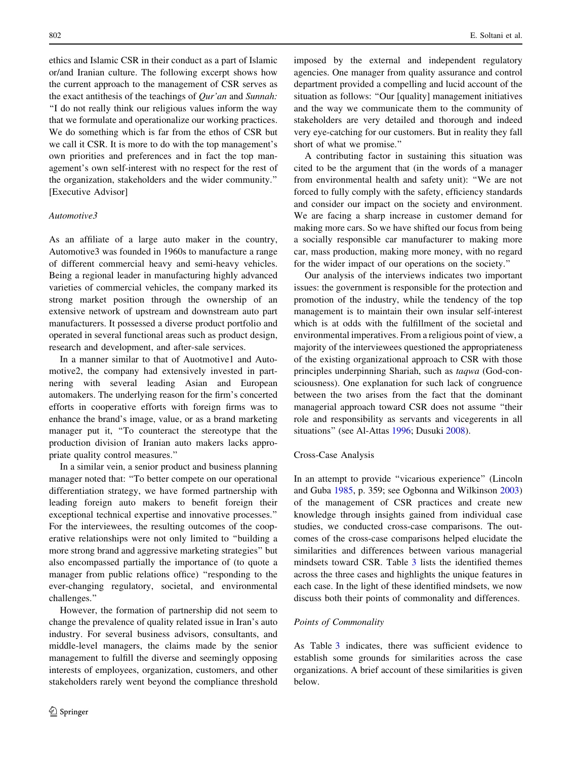ethics and Islamic CSR in their conduct as a part of Islamic or/and Iranian culture. The following excerpt shows how the current approach to the management of CSR serves as the exact antithesis of the teachings of *Qur'an* and *Sunnah:* "I do not really think our religious values inform the way that we formulate and operationalize our working practices. We do something which is far from the ethos of CSR but we call it CSR. It is more to do with the top management's own priorities and preferences and in fact the top management's own self-interest with no respect for the rest of the organization, stakeholders and the wider community." [Executive Advisor]

### *Automotive3*

As an affiliate of a large auto maker in the country, Automotive3 was founded in 1960s to manufacture a range of different commercial heavy and semi-heavy vehicles. Being a regional leader in manufacturing highly advanced varieties of commercial vehicles, the company marked its strong market position through the ownership of an extensive network of upstream and downstream auto part manufacturers. It possessed a diverse product portfolio and operated in several functional areas such as product design, research and development, and after-sale services.

In a manner similar to that of Auotmotive1 and Automotive2, the company had extensively invested in partnering with several leading Asian and European automakers. The underlying reason for the firm's concerted efforts in cooperative efforts with foreign firms was to enhance the brand's image, value, or as a brand marketing manager put it, "To counteract the stereotype that the production division of Iranian auto makers lacks appropriate quality control measures."

In a similar vein, a senior product and business planning manager noted that: "To better compete on our operational differentiation strategy, we have formed partnership with leading foreign auto makers to benefit foreign their exceptional technical expertise and innovative processes." For the interviewees, the resulting outcomes of the cooperative relationships were not only limited to "building a more strong brand and aggressive marketing strategies" but also encompassed partially the importance of (to quote a manager from public relations office) "responding to the ever-changing regulatory, societal, and environmental challenges."

However, the formation of partnership did not seem to change the prevalence of quality related issue in Iran's auto industry. For several business advisors, consultants, and middle-level managers, the claims made by the senior management to fulfill the diverse and seemingly opposing interests of employees, organization, customers, and other stakeholders rarely went beyond the compliance threshold imposed by the external and independent regulatory agencies. One manager from quality assurance and control department provided a compelling and lucid account of the situation as follows: "Our [quality] management initiatives and the way we communicate them to the community of stakeholders are very detailed and thorough and indeed very eye-catching for our customers. But in reality they fall short of what we promise."

A contributing factor in sustaining this situation was cited to be the argument that (in the words of a manager from environmental health and safety unit): "We are not forced to fully comply with the safety, efficiency standards and consider our impact on the society and environment. We are facing a sharp increase in customer demand for making more cars. So we have shifted our focus from being a socially responsible car manufacturer to making more car, mass production, making more money, with no regard for the wider impact of our operations on the society."

Our analysis of the interviews indicates two important issues: the government is responsible for the protection and promotion of the industry, while the tendency of the top management is to maintain their own insular self-interest which is at odds with the fulfillment of the societal and environmental imperatives. From a religious point of view, a majority of the interviewees questioned the appropriateness of the existing organizational approach to CSR with those principles underpinning Shariah, such as *taqwa* (God-consciousness). One explanation for such lack of congruence between the two arises from the fact that the dominant managerial approach toward CSR does not assume "their role and responsibility as servants and vicegerents in all situations" (see Al-Attas 1996; Dusuki 2008).

## Cross-Case Analysis

In an attempt to provide "vicarious experience" (Lincoln and Guba 1985, p. 359; see Ogbonna and Wilkinson 2003) of the management of CSR practices and create new knowledge through insights gained from individual case studies, we conducted cross-case comparisons. The outcomes of the cross-case comparisons helped elucidate the similarities and differences between various managerial mindsets toward CSR. Table 3 lists the identified themes across the three cases and highlights the unique features in each case. In the light of these identified mindsets, we now discuss both their points of commonality and differences.

### *Points of Commonality*

As Table 3 indicates, there was sufficient evidence to establish some grounds for similarities across the case organizations. A brief account of these similarities is given below.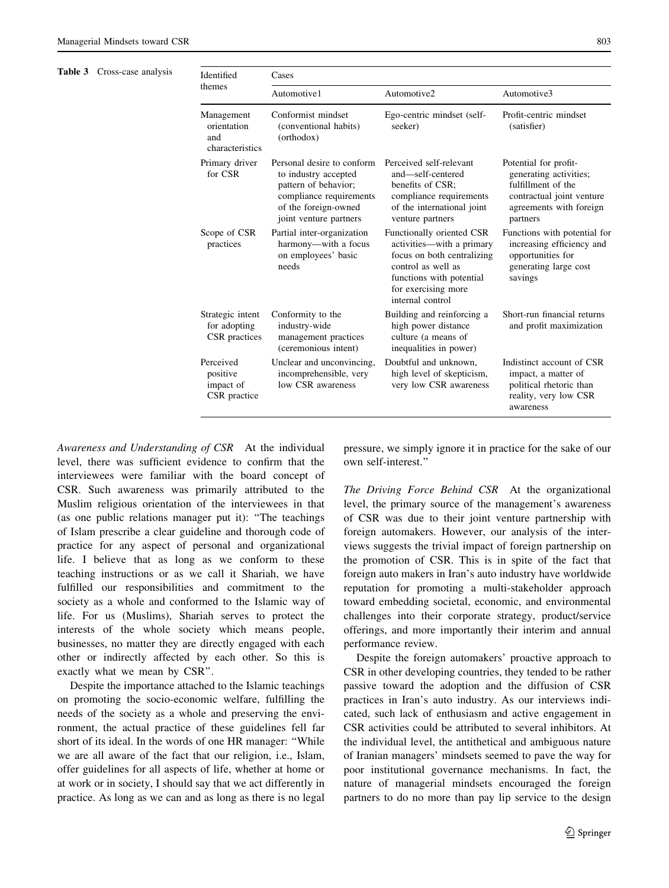**Table 3** Cross-case analysis

| Identified themes | Cases | | |
|---|---|---|---|
| | Automotive1 | Automotive2 | Automotive3 |
| Management orientation and characteristics | Conformist mindset (conventional habits) (orthodox) | Ego-centric mindset (self-seeker) | Profit-centric mindset (satisfier) |
| Primary driver for CSR | Personal desire to conform to industry accepted pattern of behavior; compliance requirements of the foreign-owned joint venture partners | Perceived self-relevant and—self-centered benefits of CSR; compliance requirements of the international joint venture partners | Potential for profit-generating activities; fulfillment of the contractual joint venture agreements with foreign partners |
| Scope of CSR practices | Partial inter-organization harmony—with a focus on employees' basic needs | Functionally oriented CSR activities—with a primary focus on both centralizing control as well as functions with potential for exercising more internal control | Functions with potential for increasing efficiency and opportunities for generating large cost savings |
| Strategic intent for adopting CSR practices | Conformity to the industry-wide management practices (ceremonious intent) | Building and reinforcing a high power distance culture (a means of inequalities in power) | Short-run financial returns and profit maximization |
| Perceived positive impact of CSR practice | Unclear and unconvincing, incomprehensible, very low CSR awareness | Doubtful and unknown, high level of skepticism, very low CSR awareness | Indistinct account of CSR impact, a matter of political rhetoric than reality, very low CSR awareness |

*Awareness and Understanding of CSR* At the individual level, there was sufficient evidence to confirm that the interviewees were familiar with the board concept of CSR. Such awareness was primarily attributed to the Muslim religious orientation of the interviewees in that (as one public relations manager put it): "The teachings of Islam prescribe a clear guideline and thorough code of practice for any aspect of personal and organizational life. I believe that as long as we conform to these teaching instructions or as we call it Shariah, we have fulfilled our responsibilities and commitment to the society as a whole and conformed to the Islamic way of life. For us (Muslims), Shariah serves to protect the interests of the whole society which means people, businesses, no matter they are directly engaged with each other or indirectly affected by each other. So this is exactly what we mean by CSR".

Despite the importance attached to the Islamic teachings on promoting the socio-economic welfare, fulfilling the needs of the society as a whole and preserving the environment, the actual practice of these guidelines fell far short of its ideal. In the words of one HR manager: "While we are all aware of the fact that our religion, i.e., Islam, offer guidelines for all aspects of life, whether at home or at work or in society, I should say that we act differently in practice. As long as we can and as long as there is no legal pressure, we simply ignore it in practice for the sake of our own self-interest."

*The Driving Force Behind CSR* At the organizational level, the primary source of the management's awareness of CSR was due to their joint venture partnership with foreign automakers. However, our analysis of the interviews suggests the trivial impact of foreign partnership on the promotion of CSR. This is in spite of the fact that foreign auto makers in Iran's auto industry have worldwide reputation for promoting a multi-stakeholder approach toward embedding societal, economic, and environmental challenges into their corporate strategy, product/service offerings, and more importantly their interim and annual performance review.

Despite the foreign automakers' proactive approach to CSR in other developing countries, they tended to be rather passive toward the adoption and the diffusion of CSR practices in Iran's auto industry. As our interviews indicated, such lack of enthusiasm and active engagement in CSR activities could be attributed to several inhibitors. At the individual level, the antithetical and ambiguous nature of Iranian managers' mindsets seemed to pave the way for poor institutional governance mechanisms. In fact, the nature of managerial mindsets encouraged the foreign partners to do no more than pay lip service to the design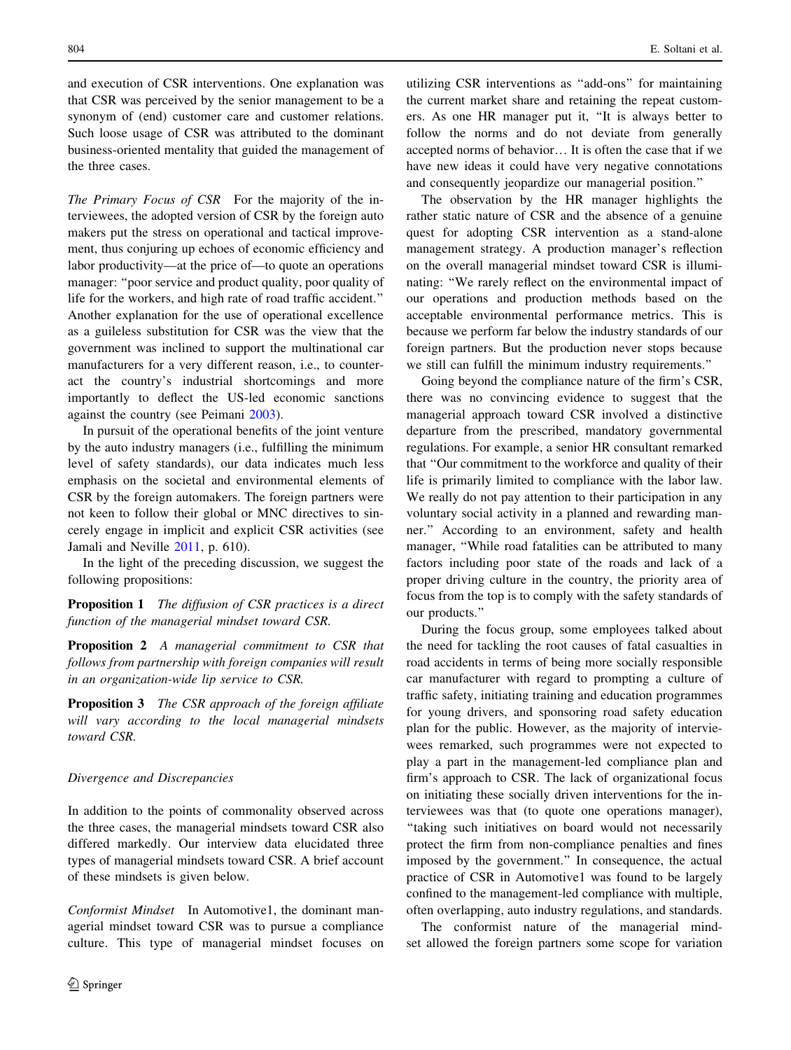and execution of CSR interventions. One explanation was that CSR was perceived by the senior management to be a synonym of (end) customer care and customer relations. Such loose usage of CSR was attributed to the dominant business-oriented mentality that guided the management of the three cases.

*The Primary Focus of CSR* For the majority of the interviewees, the adopted version of CSR by the foreign auto makers put the stress on operational and tactical improvement, thus conjuring up echoes of economic efficiency and labor productivity—at the price of—to quote an operations manager: "poor service and product quality, poor quality of life for the workers, and high rate of road traffic accident." Another explanation for the use of operational excellence as a guileless substitution for CSR was the view that the government was inclined to support the multinational car manufacturers for a very different reason, i.e., to counteract the country's industrial shortcomings and more importantly to deflect the US-led economic sanctions against the country (see Peimani 2003).

In pursuit of the operational benefits of the joint venture by the auto industry managers (i.e., fulfilling the minimum level of safety standards), our data indicates much less emphasis on the societal and environmental elements of CSR by the foreign automakers. The foreign partners were not keen to follow their global or MNC directives to sincerely engage in implicit and explicit CSR activities (see Jamali and Neville 2011, p. 610).

In the light of the preceding discussion, we suggest the following propositions:

**Proposition 1** *The diffusion of CSR practices is a direct function of the managerial mindset toward CSR.*

**Proposition 2** *A managerial commitment to CSR that follows from partnership with foreign companies will result in an organization-wide lip service to CSR.*

**Proposition 3** *The CSR approach of the foreign affiliate will vary according to the local managerial mindsets toward CSR.*

### *Divergence and Discrepancies*

In addition to the points of commonality observed across the three cases, the managerial mindsets toward CSR also differed markedly. Our interview data elucidated three types of managerial mindsets toward CSR. A brief account of these mindsets is given below.

*Conformist Mindset* In Automotive1, the dominant managerial mindset toward CSR was to pursue a compliance culture. This type of managerial mindset focuses on utilizing CSR interventions as "add-ons" for maintaining the current market share and retaining the repeat customers. As one HR manager put it, "It is always better to follow the norms and do not deviate from generally accepted norms of behavior… It is often the case that if we have new ideas it could have very negative connotations and consequently jeopardize our managerial position."

The observation by the HR manager highlights the rather static nature of CSR and the absence of a genuine quest for adopting CSR intervention as a stand-alone management strategy. A production manager's reflection on the overall managerial mindset toward CSR is illuminating: "We rarely reflect on the environmental impact of our operations and production methods based on the acceptable environmental performance metrics. This is because we perform far below the industry standards of our foreign partners. But the production never stops because we still can fulfill the minimum industry requirements."

Going beyond the compliance nature of the firm's CSR, there was no convincing evidence to suggest that the managerial approach toward CSR involved a distinctive departure from the prescribed, mandatory governmental regulations. For example, a senior HR consultant remarked that "Our commitment to the workforce and quality of their life is primarily limited to compliance with the labor law. We really do not pay attention to their participation in any voluntary social activity in a planned and rewarding manner." According to an environment, safety and health manager, "While road fatalities can be attributed to many factors including poor state of the roads and lack of a proper driving culture in the country, the priority area of focus from the top is to comply with the safety standards of our products."

During the focus group, some employees talked about the need for tackling the root causes of fatal casualties in road accidents in terms of being more socially responsible car manufacturer with regard to prompting a culture of traffic safety, initiating training and education programmes for young drivers, and sponsoring road safety education plan for the public. However, as the majority of interviewees remarked, such programmes were not expected to play a part in the management-led compliance plan and firm's approach to CSR. The lack of organizational focus on initiating these socially driven interventions for the interviewees was that (to quote one operations manager), "taking such initiatives on board would not necessarily protect the firm from non-compliance penalties and fines imposed by the government." In consequence, the actual practice of CSR in Automotive1 was found to be largely confined to the management-led compliance with multiple, often overlapping, auto industry regulations, and standards.

The conformist nature of the managerial mindset allowed the foreign partners some scope for variation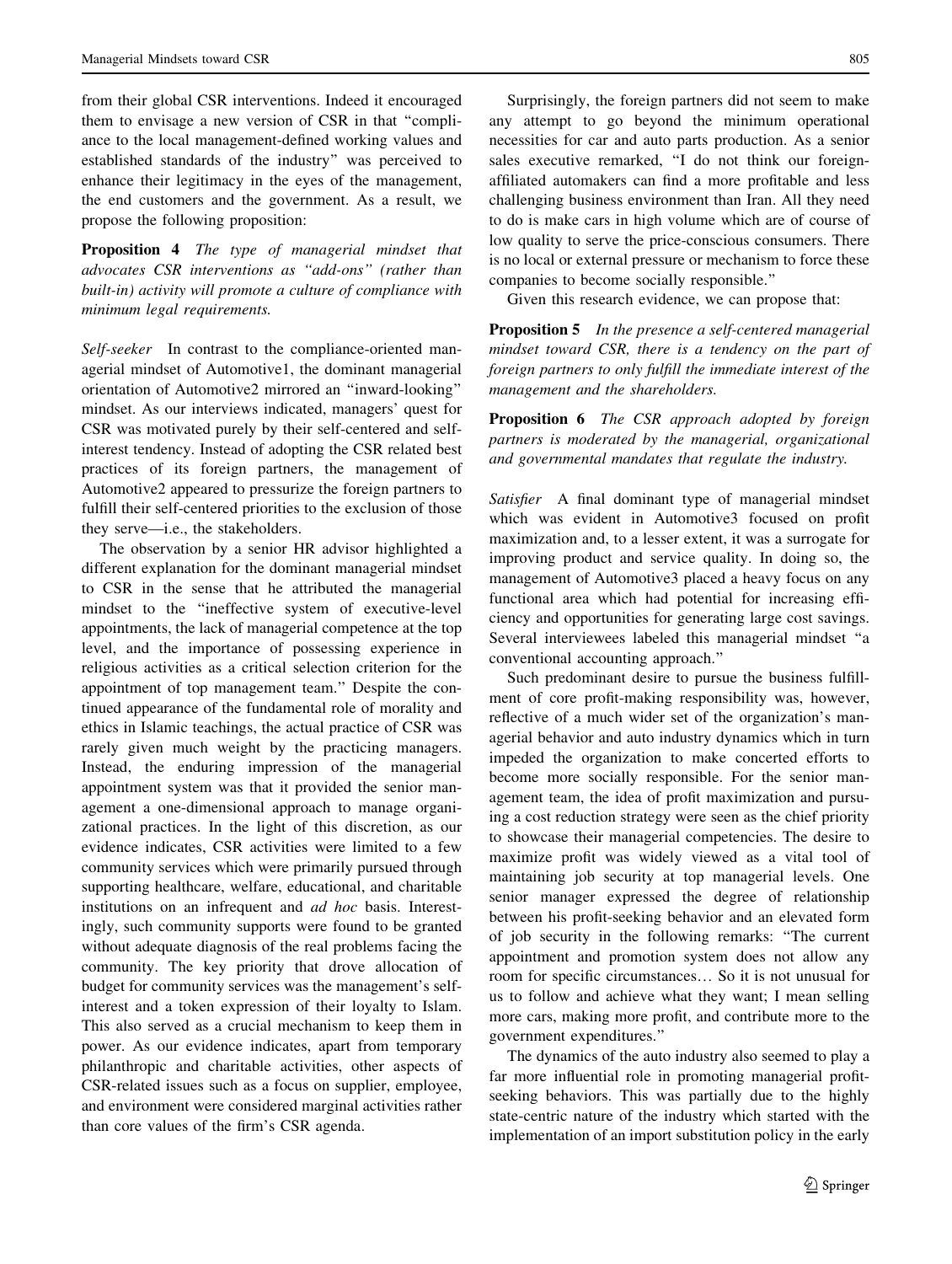from their global CSR interventions. Indeed it encouraged them to envisage a new version of CSR in that "compliance to the local management-defined working values and established standards of the industry" was perceived to enhance their legitimacy in the eyes of the management, the end customers and the government. As a result, we propose the following proposition:

**Proposition 4** *The type of managerial mindset that advocates CSR interventions as "add-ons" (rather than built-in) activity will promote a culture of compliance with minimum legal requirements.*

*Self-seeker* In contrast to the compliance-oriented managerial mindset of Automotive1, the dominant managerial orientation of Automotive2 mirrored an "inward-looking" mindset. As our interviews indicated, managers' quest for CSR was motivated purely by their self-centered and self-interest tendency. Instead of adopting the CSR related best practices of its foreign partners, the management of Automotive2 appeared to pressurize the foreign partners to fulfill their self-centered priorities to the exclusion of those they serve—i.e., the stakeholders.

The observation by a senior HR advisor highlighted a different explanation for the dominant managerial mindset to CSR in the sense that he attributed the managerial mindset to the "ineffective system of executive-level appointments, the lack of managerial competence at the top level, and the importance of possessing experience in religious activities as a critical selection criterion for the appointment of top management team." Despite the continued appearance of the fundamental role of morality and ethics in Islamic teachings, the actual practice of CSR was rarely given much weight by the practicing managers. Instead, the enduring impression of the managerial appointment system was that it provided the senior management a one-dimensional approach to manage organizational practices. In the light of this discretion, as our evidence indicates, CSR activities were limited to a few community services which were primarily pursued through supporting healthcare, welfare, educational, and charitable institutions on an infrequent and *ad hoc* basis. Interestingly, such community supports were found to be granted without adequate diagnosis of the real problems facing the community. The key priority that drove allocation of budget for community services was the management's self-interest and a token expression of their loyalty to Islam. This also served as a crucial mechanism to keep them in power. As our evidence indicates, apart from temporary philanthropic and charitable activities, other aspects of CSR-related issues such as a focus on supplier, employee, and environment were considered marginal activities rather than core values of the firm's CSR agenda.

Surprisingly, the foreign partners did not seem to make any attempt to go beyond the minimum operational necessities for car and auto parts production. As a senior sales executive remarked, "I do not think our foreign-affiliated automakers can find a more profitable and less challenging business environment than Iran. All they need to do is make cars in high volume which are of course of low quality to serve the price-conscious consumers. There is no local or external pressure or mechanism to force these companies to become socially responsible."

Given this research evidence, we can propose that:

**Proposition 5** *In the presence a self-centered managerial mindset toward CSR, there is a tendency on the part of foreign partners to only fulfill the immediate interest of the management and the shareholders.*

**Proposition 6** *The CSR approach adopted by foreign partners is moderated by the managerial, organizational and governmental mandates that regulate the industry.*

*Satisfier* A final dominant type of managerial mindset which was evident in Automotive3 focused on profit maximization and, to a lesser extent, it was a surrogate for improving product and service quality. In doing so, the management of Automotive3 placed a heavy focus on any functional area which had potential for increasing efficiency and opportunities for generating large cost savings. Several interviewees labeled this managerial mindset "a conventional accounting approach."

Such predominant desire to pursue the business fulfillment of core profit-making responsibility was, however, reflective of a much wider set of the organization's managerial behavior and auto industry dynamics which in turn impeded the organization to make concerted efforts to become more socially responsible. For the senior management team, the idea of profit maximization and pursuing a cost reduction strategy were seen as the chief priority to showcase their managerial competencies. The desire to maximize profit was widely viewed as a vital tool of maintaining job security at top managerial levels. One senior manager expressed the degree of relationship between his profit-seeking behavior and an elevated form of job security in the following remarks: "The current appointment and promotion system does not allow any room for specific circumstances… So it is not unusual for us to follow and achieve what they want; I mean selling more cars, making more profit, and contribute more to the government expenditures."

The dynamics of the auto industry also seemed to play a far more influential role in promoting managerial profit-seeking behaviors. This was partially due to the highly state-centric nature of the industry which started with the implementation of an import substitution policy in the early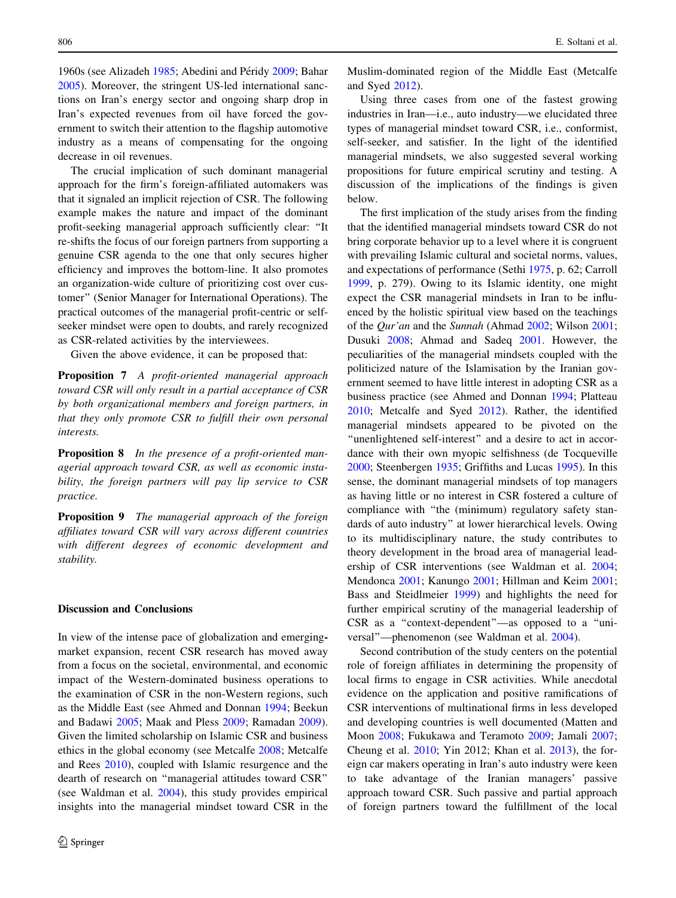1960s (see Alizadeh 1985; Abedini and Péridy 2009; Bahar 2005). Moreover, the stringent US-led international sanctions on Iran's energy sector and ongoing sharp drop in Iran's expected revenues from oil have forced the government to switch their attention to the flagship automotive industry as a means of compensating for the ongoing decrease in oil revenues.

The crucial implication of such dominant managerial approach for the firm's foreign-affiliated automakers was that it signaled an implicit rejection of CSR. The following example makes the nature and impact of the dominant profit-seeking managerial approach sufficiently clear: "It re-shifts the focus of our foreign partners from supporting a genuine CSR agenda to the one that only secures higher efficiency and improves the bottom-line. It also promotes an organization-wide culture of prioritizing cost over customer" (Senior Manager for International Operations). The practical outcomes of the managerial profit-centric or self-seeker mindset were open to doubts, and rarely recognized as CSR-related activities by the interviewees.

Given the above evidence, it can be proposed that:

**Proposition 7** *A profit-oriented managerial approach toward CSR will only result in a partial acceptance of CSR by both organizational members and foreign partners, in that they only promote CSR to fulfill their own personal interests.*

**Proposition 8** *In the presence of a profit-oriented managerial approach toward CSR, as well as economic instability, the foreign partners will pay lip service to CSR practice.*

**Proposition 9** *The managerial approach of the foreign affiliates toward CSR will vary across different countries with different degrees of economic development and stability.*

## Discussion and Conclusions

In view of the intense pace of globalization and emerging-market expansion, recent CSR research has moved away from a focus on the societal, environmental, and economic impact of the Western-dominated business operations to the examination of CSR in the non-Western regions, such as the Middle East (see Ahmed and Donnan 1994; Beekun and Badawi 2005; Maak and Pless 2009; Ramadan 2009). Given the limited scholarship on Islamic CSR and business ethics in the global economy (see Metcalfe 2008; Metcalfe and Rees 2010), coupled with Islamic resurgence and the dearth of research on "managerial attitudes toward CSR" (see Waldman et al. 2004), this study provides empirical insights into the managerial mindset toward CSR in the Muslim-dominated region of the Middle East (Metcalfe and Syed 2012).

Using three cases from one of the fastest growing industries in Iran—i.e., auto industry—we elucidated three types of managerial mindset toward CSR, i.e., conformist, self-seeker, and satisfier. In the light of the identified managerial mindsets, we also suggested several working propositions for future empirical scrutiny and testing. A discussion of the implications of the findings is given below.

The first implication of the study arises from the finding that the identified managerial mindsets toward CSR do not bring corporate behavior up to a level where it is congruent with prevailing Islamic cultural and societal norms, values, and expectations of performance (Sethi 1975, p. 62; Carroll 1999, p. 279). Owing to its Islamic identity, one might expect the CSR managerial mindsets in Iran to be influenced by the holistic spiritual view based on the teachings of the *Qur'an* and the *Sunnah* (Ahmad 2002; Wilson 2001; Dusuki 2008; Ahmad and Sadeq 2001. However, the peculiarities of the managerial mindsets coupled with the politicized nature of the Islamisation by the Iranian government seemed to have little interest in adopting CSR as a business practice (see Ahmed and Donnan 1994; Platteau 2010; Metcalfe and Syed 2012). Rather, the identified managerial mindsets appeared to be pivoted on the "unenlightened self-interest" and a desire to act in accordance with their own myopic selfishness (de Tocqueville 2000; Steenbergen 1935; Griffiths and Lucas 1995). In this sense, the dominant managerial mindsets of top managers as having little or no interest in CSR fostered a culture of compliance with "the (minimum) regulatory safety standards of auto industry" at lower hierarchical levels. Owing to its multidisciplinary nature, the study contributes to theory development in the broad area of managerial leadership of CSR interventions (see Waldman et al. 2004; Mendonca 2001; Kanungo 2001; Hillman and Keim 2001; Bass and Steidlmeier 1999) and highlights the need for further empirical scrutiny of the managerial leadership of CSR as a "context-dependent"—as opposed to a "universal"—phenomenon (see Waldman et al. 2004).

Second contribution of the study centers on the potential role of foreign affiliates in determining the propensity of local firms to engage in CSR activities. While anecdotal evidence on the application and positive ramifications of CSR interventions of multinational firms in less developed and developing countries is well documented (Matten and Moon 2008; Fukukawa and Teramoto 2009; Jamali 2007; Cheung et al. 2010; Yin 2012; Khan et al. 2013), the foreign car makers operating in Iran's auto industry were keen to take advantage of the Iranian managers' passive approach toward CSR. Such passive and partial approach of foreign partners toward the fulfillment of the local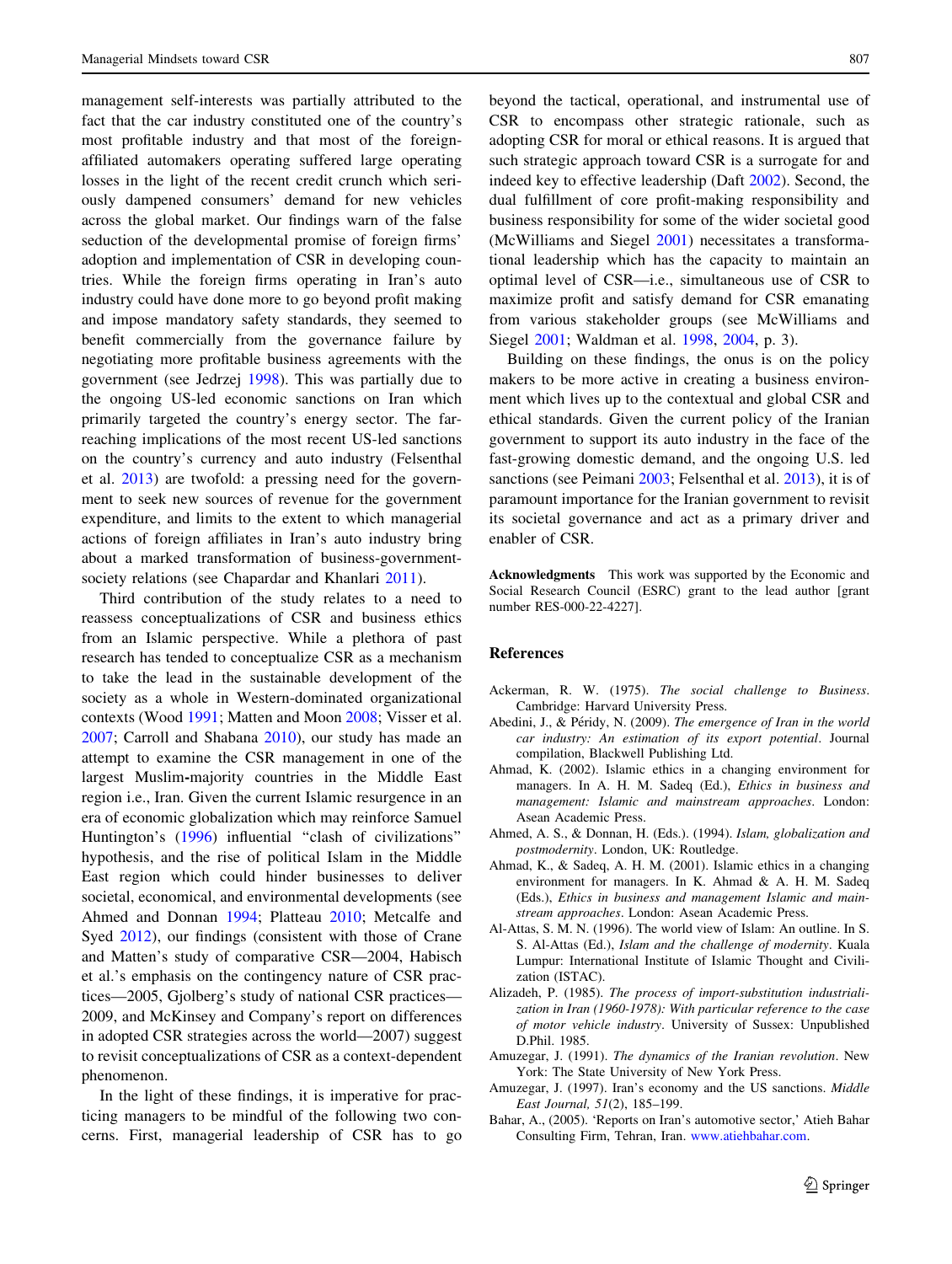management self-interests was partially attributed to the fact that the car industry constituted one of the country's most profitable industry and that most of the foreign-affiliated automakers operating suffered large operating losses in the light of the recent credit crunch which seriously dampened consumers' demand for new vehicles across the global market. Our findings warn of the false seduction of the developmental promise of foreign firms' adoption and implementation of CSR in developing countries. While the foreign firms operating in Iran's auto industry could have done more to go beyond profit making and impose mandatory safety standards, they seemed to benefit commercially from the governance failure by negotiating more profitable business agreements with the government (see Jedrzej 1998). This was partially due to the ongoing US-led economic sanctions on Iran which primarily targeted the country's energy sector. The far-reaching implications of the most recent US-led sanctions on the country's currency and auto industry (Felsenthal et al. 2013) are twofold: a pressing need for the government to seek new sources of revenue for the government expenditure, and limits to the extent to which managerial actions of foreign affiliates in Iran's auto industry bring about a marked transformation of business-government-society relations (see Chapardar and Khanlari 2011).

Third contribution of the study relates to a need to reassess conceptualizations of CSR and business ethics from an Islamic perspective. While a plethora of past research has tended to conceptualize CSR as a mechanism to take the lead in the sustainable development of the society as a whole in Western-dominated organizational contexts (Wood 1991; Matten and Moon 2008; Visser et al. 2007; Carroll and Shabana 2010), our study has made an attempt to examine the CSR management in one of the largest Muslim-majority countries in the Middle East region i.e., Iran. Given the current Islamic resurgence in an era of economic globalization which may reinforce Samuel Huntington's (1996) influential "clash of civilizations" hypothesis, and the rise of political Islam in the Middle East region which could hinder businesses to deliver societal, economical, and environmental developments (see Ahmed and Donnan 1994; Platteau 2010; Metcalfe and Syed 2012), our findings (consistent with those of Crane and Matten's study of comparative CSR—2004, Habisch et al.'s emphasis on the contingency nature of CSR practices—2005, Gjolberg's study of national CSR practices—2009, and McKinsey and Company's report on differences in adopted CSR strategies across the world—2007) suggest to revisit conceptualizations of CSR as a context-dependent phenomenon.

In the light of these findings, it is imperative for practicing managers to be mindful of the following two concerns. First, managerial leadership of CSR has to go beyond the tactical, operational, and instrumental use of CSR to encompass other strategic rationale, such as adopting CSR for moral or ethical reasons. It is argued that such strategic approach toward CSR is a surrogate for and indeed key to effective leadership (Daft 2002). Second, the dual fulfillment of core profit-making responsibility and business responsibility for some of the wider societal good (McWilliams and Siegel 2001) necessitates a transformational leadership which has the capacity to maintain an optimal level of CSR—i.e., simultaneous use of CSR to maximize profit and satisfy demand for CSR emanating from various stakeholder groups (see McWilliams and Siegel 2001; Waldman et al. 1998, 2004, p. 3).

Building on these findings, the onus is on the policy makers to be more active in creating a business environment which lives up to the contextual and global CSR and ethical standards. Given the current policy of the Iranian government to support its auto industry in the face of the fast-growing domestic demand, and the ongoing U.S. led sanctions (see Peimani 2003; Felsenthal et al. 2013), it is of paramount importance for the Iranian government to revisit its societal governance and act as a primary driver and enabler of CSR.

**Acknowledgments** This work was supported by the Economic and Social Research Council (ESRC) grant to the lead author [grant number RES-000-22-4227].

## References

Ackerman, R. W. (1975). *The social challenge to Business*. Cambridge: Harvard University Press.

Abedini, J., & Péridy, N. (2009). *The emergence of Iran in the world car industry: An estimation of its export potential*. Journal compilation, Blackwell Publishing Ltd.

Ahmad, K. (2002). Islamic ethics in a changing environment for managers. In A. H. M. Sadeq (Ed.), *Ethics in business and management: Islamic and mainstream approaches*. London: Asean Academic Press.

Ahmed, A. S., & Donnan, H. (Eds.). (1994). *Islam, globalization and postmodernity*. London, UK: Routledge.

Ahmad, K., & Sadeq, A. H. M. (2001). Islamic ethics in a changing environment for managers. In K. Ahmad & A. H. M. Sadeq (Eds.), *Ethics in business and management Islamic and mainstream approaches*. London: Asean Academic Press.

Al-Attas, S. M. N. (1996). The world view of Islam: An outline. In S. S. Al-Attas (Ed.), *Islam and the challenge of modernity*. Kuala Lumpur: International Institute of Islamic Thought and Civilization (ISTAC).

Alizadeh, P. (1985). *The process of import-substitution industrialization in Iran (1960-1978): With particular reference to the case of motor vehicle industry*. University of Sussex: Unpublished D.Phil. 1985.

Amuzegar, J. (1991). *The dynamics of the Iranian revolution*. New York: The State University of New York Press.

Amuzegar, J. (1997). Iran's economy and the US sanctions. *Middle East Journal, 51*(2), 185–199.

Bahar, A., (2005). 'Reports on Iran's automotive sector,' Atieh Bahar Consulting Firm, Tehran, Iran. www.atiehbahar.com.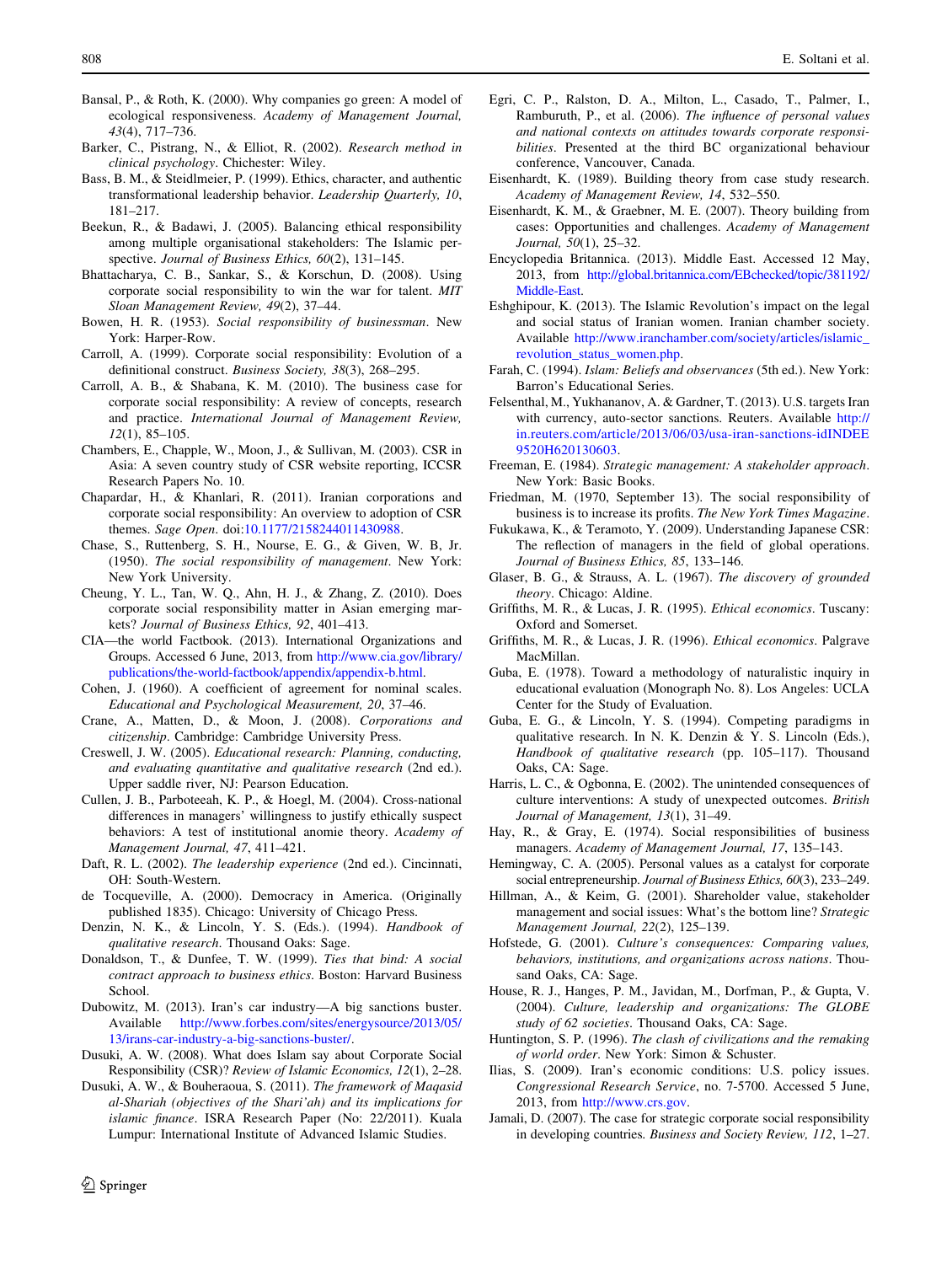Bansal, P., & Roth, K. (2000). Why companies go green: A model of ecological responsiveness. *Academy of Management Journal, 43*(4), 717–736.

Barker, C., Pistrang, N., & Elliot, R. (2002). *Research method in clinical psychology*. Chichester: Wiley.

Bass, B. M., & Steidlmeier, P. (1999). Ethics, character, and authentic transformational leadership behavior. *Leadership Quarterly, 10*, 181–217.

Beekun, R., & Badawi, J. (2005). Balancing ethical responsibility among multiple organisational stakeholders: The Islamic perspective. *Journal of Business Ethics, 60*(2), 131–145.

Bhattacharya, C. B., Sankar, S., & Korschun, D. (2008). Using corporate social responsibility to win the war for talent. *MIT Sloan Management Review, 49*(2), 37–44.

Bowen, H. R. (1953). *Social responsibility of businessman*. New York: Harper-Row.

Carroll, A. (1999). Corporate social responsibility: Evolution of a definitional construct. *Business Society, 38*(3), 268–295.

Carroll, A. B., & Shabana, K. M. (2010). The business case for corporate social responsibility: A review of concepts, research and practice. *International Journal of Management Review, 12*(1), 85–105.

Chambers, E., Chapple, W., Moon, J., & Sullivan, M. (2003). CSR in Asia: A seven country study of CSR website reporting, ICCSR Research Papers No. 10.

Chapardar, H., & Khanlari, R. (2011). Iranian corporations and corporate social responsibility: An overview to adoption of CSR themes. *Sage Open*. doi:10.1177/2158244011430988.

Chase, S., Ruttenberg, S. H., Nourse, E. G., & Given, W. B, Jr. (1950). *The social responsibility of management*. New York: New York University.

Cheung, Y. L., Tan, W. Q., Ahn, H. J., & Zhang, Z. (2010). Does corporate social responsibility matter in Asian emerging markets? *Journal of Business Ethics, 92*, 401–413.

CIA—the world Factbook. (2013). International Organizations and Groups. Accessed 6 June, 2013, from http://www.cia.gov/library/publications/the-world-factbook/appendix/appendix-b.html.

Cohen, J. (1960). A coefficient of agreement for nominal scales. *Educational and Psychological Measurement, 20*, 37–46.

Crane, A., Matten, D., & Moon, J. (2008). *Corporations and citizenship*. Cambridge: Cambridge University Press.

Creswell, J. W. (2005). *Educational research: Planning, conducting, and evaluating quantitative and qualitative research* (2nd ed.). Upper saddle river, NJ: Pearson Education.

Cullen, J. B., Parboteeah, K. P., & Hoegl, M. (2004). Cross-national differences in managers' willingness to justify ethically suspect behaviors: A test of institutional anomie theory. *Academy of Management Journal, 47*, 411–421.

Daft, R. L. (2002). *The leadership experience* (2nd ed.). Cincinnati, OH: South-Western.

de Tocqueville, A. (2000). Democracy in America. (Originally published 1835). Chicago: University of Chicago Press.

Denzin, N. K., & Lincoln, Y. S. (Eds.). (1994). *Handbook of qualitative research*. Thousand Oaks: Sage.

Donaldson, T., & Dunfee, T. W. (1999). *Ties that bind: A social contract approach to business ethics*. Boston: Harvard Business School.

Dubowitz, M. (2013). Iran's car industry—A big sanctions buster. Available http://www.forbes.com/sites/energysource/2013/05/13/irans-car-industry-a-big-sanctions-buster/.

Dusuki, A. W. (2008). What does Islam say about Corporate Social Responsibility (CSR)? *Review of Islamic Economics, 12*(1), 2–28.

Dusuki, A. W., & Bouheraoua, S. (2011). *The framework of Maqasid al-Shariah (objectives of the Shari'ah) and its implications for islamic finance*. ISRA Research Paper (No: 22/2011). Kuala Lumpur: International Institute of Advanced Islamic Studies.

Egri, C. P., Ralston, D. A., Milton, L., Casado, T., Palmer, I., Ramburuth, P., et al. (2006). *The influence of personal values and national contexts on attitudes towards corporate responsibilities*. Presented at the third BC organizational behaviour conference, Vancouver, Canada.

Eisenhardt, K. (1989). Building theory from case study research. *Academy of Management Review, 14*, 532–550.

Eisenhardt, K. M., & Graebner, M. E. (2007). Theory building from cases: Opportunities and challenges. *Academy of Management Journal, 50*(1), 25–32.

Encyclopedia Britannica. (2013). Middle East. Accessed 12 May, 2013, from http://global.britannica.com/EBchecked/topic/381192/Middle-East.

Eshghipour, K. (2013). The Islamic Revolution's impact on the legal and social status of Iranian women. Iranian chamber society. Available http://www.iranchamber.com/society/articles/islamic_revolution_status_women.php.

Farah, C. (1994). *Islam: Beliefs and observances* (5th ed.). New York: Barron's Educational Series.

Felsenthal, M., Yukhananov, A. & Gardner, T. (2013). U.S. targets Iran with currency, auto-sector sanctions. Reuters. Available http://in.reuters.com/article/2013/06/03/usa-iran-sanctions-idINDEE9520H620130603.

Freeman, E. (1984). *Strategic management: A stakeholder approach*. New York: Basic Books.

Friedman, M. (1970, September 13). The social responsibility of business is to increase its profits. *The New York Times Magazine*.

Fukukawa, K., & Teramoto, Y. (2009). Understanding Japanese CSR: The reflection of managers in the field of global operations. *Journal of Business Ethics, 85*, 133–146.

Glaser, B. G., & Strauss, A. L. (1967). *The discovery of grounded theory*. Chicago: Aldine.

Griffiths, M. R., & Lucas, J. R. (1995). *Ethical economics*. Tuscany: Oxford and Somerset.

Griffiths, M. R., & Lucas, J. R. (1996). *Ethical economics*. Palgrave MacMillan.

Guba, E. (1978). Toward a methodology of naturalistic inquiry in educational evaluation (Monograph No. 8). Los Angeles: UCLA Center for the Study of Evaluation.

Guba, E. G., & Lincoln, Y. S. (1994). Competing paradigms in qualitative research. In N. K. Denzin & Y. S. Lincoln (Eds.), *Handbook of qualitative research* (pp. 105–117). Thousand Oaks, CA: Sage.

Harris, L. C., & Ogbonna, E. (2002). The unintended consequences of culture interventions: A study of unexpected outcomes. *British Journal of Management, 13*(1), 31–49.

Hay, R., & Gray, E. (1974). Social responsibilities of business managers. *Academy of Management Journal, 17*, 135–143.

Hemingway, C. A. (2005). Personal values as a catalyst for corporate social entrepreneurship. *Journal of Business Ethics, 60*(3), 233–249.

Hillman, A., & Keim, G. (2001). Shareholder value, stakeholder management and social issues: What's the bottom line? *Strategic Management Journal, 22*(2), 125–139.

Hofstede, G. (2001). *Culture's consequences: Comparing values, behaviors, institutions, and organizations across nations*. Thousand Oaks, CA: Sage.

House, R. J., Hanges, P. M., Javidan, M., Dorfman, P., & Gupta, V. (2004). *Culture, leadership and organizations: The GLOBE study of 62 societies*. Thousand Oaks, CA: Sage.

Huntington, S. P. (1996). *The clash of civilizations and the remaking of world order*. New York: Simon & Schuster.

Ilias, S. (2009). Iran's economic conditions: U.S. policy issues. *Congressional Research Service*, no. 7-5700. Accessed 5 June, 2013, from http://www.crs.gov.

Jamali, D. (2007). The case for strategic corporate social responsibility in developing countries. *Business and Society Review, 112*, 1–27.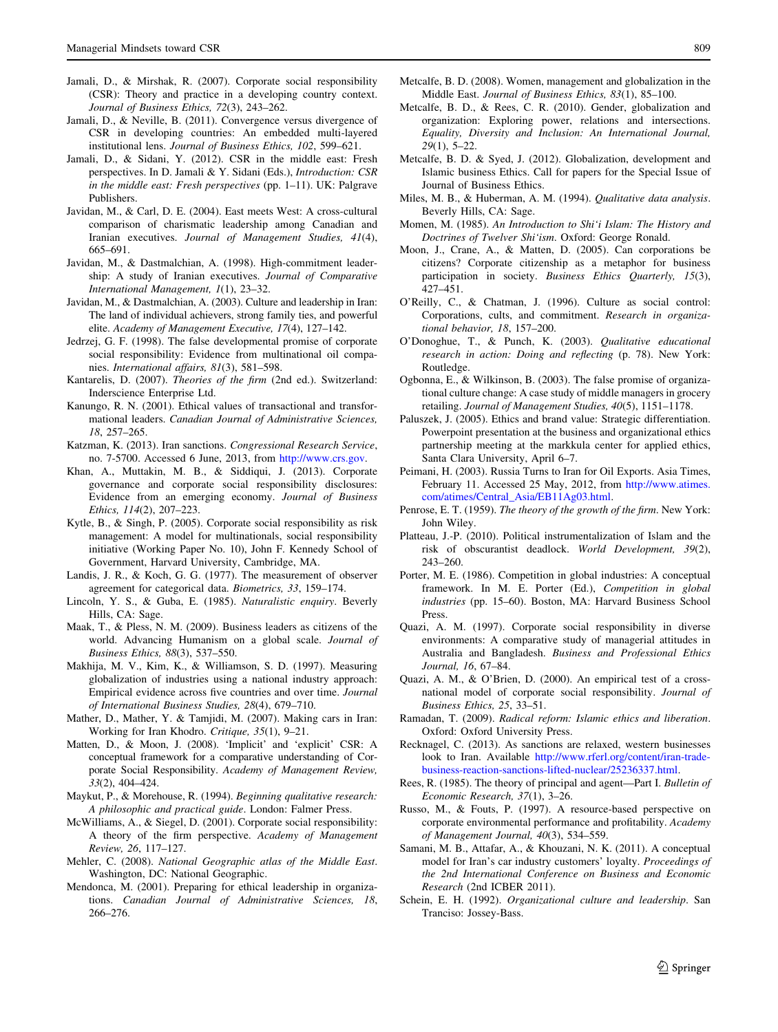Jamali, D., & Mirshak, R. (2007). Corporate social responsibility (CSR): Theory and practice in a developing country context. *Journal of Business Ethics, 72*(3), 243–262.

Jamali, D., & Neville, B. (2011). Convergence versus divergence of CSR in developing countries: An embedded multi-layered institutional lens. *Journal of Business Ethics, 102*, 599–621.

Jamali, D., & Sidani, Y. (2012). CSR in the middle east: Fresh perspectives. In D. Jamali & Y. Sidani (Eds.), *Introduction: CSR in the middle east: Fresh perspectives* (pp. 1–11). UK: Palgrave Publishers.

Javidan, M., & Carl, D. E. (2004). East meets West: A cross-cultural comparison of charismatic leadership among Canadian and Iranian executives. *Journal of Management Studies, 41*(4), 665–691.

Javidan, M., & Dastmalchian, A. (1998). High-commitment leadership: A study of Iranian executives. *Journal of Comparative International Management, 1*(1), 23–32.

Javidan, M., & Dastmalchian, A. (2003). Culture and leadership in Iran: The land of individual achievers, strong family ties, and powerful elite. *Academy of Management Executive, 17*(4), 127–142.

Jedrzej, G. F. (1998). The false developmental promise of corporate social responsibility: Evidence from multinational oil companies. *International affairs, 81*(3), 581–598.

Kantarelis, D. (2007). *Theories of the firm* (2nd ed.). Switzerland: Inderscience Enterprise Ltd.

Kanungo, R. N. (2001). Ethical values of transactional and transformational leaders. *Canadian Journal of Administrative Sciences, 18*, 257–265.

Katzman, K. (2013). Iran sanctions. *Congressional Research Service*, no. 7-5700. Accessed 6 June, 2013, from http://www.crs.gov.

Khan, A., Muttakin, M. B., & Siddiqui, J. (2013). Corporate governance and corporate social responsibility disclosures: Evidence from an emerging economy. *Journal of Business Ethics, 114*(2), 207–223.

Kytle, B., & Singh, P. (2005). Corporate social responsibility as risk management: A model for multinationals, social responsibility initiative (Working Paper No. 10), John F. Kennedy School of Government, Harvard University, Cambridge, MA.

Landis, J. R., & Koch, G. G. (1977). The measurement of observer agreement for categorical data. *Biometrics, 33*, 159–174.

Lincoln, Y. S., & Guba, E. (1985). *Naturalistic enquiry*. Beverly Hills, CA: Sage.

Maak, T., & Pless, N. M. (2009). Business leaders as citizens of the world. Advancing Humanism on a global scale. *Journal of Business Ethics, 88*(3), 537–550.

Makhija, M. V., Kim, K., & Williamson, S. D. (1997). Measuring globalization of industries using a national industry approach: Empirical evidence across five countries and over time. *Journal of International Business Studies, 28*(4), 679–710.

Mather, D., Mather, Y. & Tamjidi, M. (2007). Making cars in Iran: Working for Iran Khodro. *Critique, 35*(1), 9–21.

Matten, D., & Moon, J. (2008). 'Implicit' and 'explicit' CSR: A conceptual framework for a comparative understanding of Corporate Social Responsibility. *Academy of Management Review, 33*(2), 404–424.

Maykut, P., & Morehouse, R. (1994). *Beginning qualitative research: A philosophic and practical guide*. London: Falmer Press.

McWilliams, A., & Siegel, D. (2001). Corporate social responsibility: A theory of the firm perspective. *Academy of Management Review, 26*, 117–127.

Mehler, C. (2008). *National Geographic atlas of the Middle East*. Washington, DC: National Geographic.

Mendonca, M. (2001). Preparing for ethical leadership in organizations. *Canadian Journal of Administrative Sciences, 18*, 266–276.

Metcalfe, B. D. (2008). Women, management and globalization in the Middle East. *Journal of Business Ethics, 83*(1), 85–100.

Metcalfe, B. D., & Rees, C. R. (2010). Gender, globalization and organization: Exploring power, relations and intersections. *Equality, Diversity and Inclusion: An International Journal, 29*(1), 5–22.

Metcalfe, B. D. & Syed, J. (2012). Globalization, development and Islamic business Ethics. Call for papers for the Special Issue of Journal of Business Ethics.

Miles, M. B., & Huberman, A. M. (1994). *Qualitative data analysis*. Beverly Hills, CA: Sage.

Momen, M. (1985). *An Introduction to Shi'i Islam: The History and Doctrines of Twelver Shi'ism*. Oxford: George Ronald.

Moon, J., Crane, A., & Matten, D. (2005). Can corporations be citizens? Corporate citizenship as a metaphor for business participation in society. *Business Ethics Quarterly, 15*(3), 427–451.

O'Reilly, C., & Chatman, J. (1996). Culture as social control: Corporations, cults, and commitment. *Research in organizational behavior, 18*, 157–200.

O'Donoghue, T., & Punch, K. (2003). *Qualitative educational research in action: Doing and reflecting* (p. 78). New York: Routledge.

Ogbonna, E., & Wilkinson, B. (2003). The false promise of organizational culture change: A case study of middle managers in grocery retailing. *Journal of Management Studies, 40*(5), 1151–1178.

Paluszek, J. (2005). Ethics and brand value: Strategic differentiation. Powerpoint presentation at the business and organizational ethics partnership meeting at the markkula center for applied ethics, Santa Clara University, April 6–7.

Peimani, H. (2003). Russia Turns to Iran for Oil Exports. Asia Times, February 11. Accessed 25 May, 2012, from http://www.atimes.com/atimes/Central_Asia/EB11Ag03.html.

Penrose, E. T. (1959). *The theory of the growth of the firm*. New York: John Wiley.

Platteau, J.-P. (2010). Political instrumentalization of Islam and the risk of obscurantist deadlock. *World Development, 39*(2), 243–260.

Porter, M. E. (1986). Competition in global industries: A conceptual framework. In M. E. Porter (Ed.), *Competition in global industries* (pp. 15–60). Boston, MA: Harvard Business School Press.

Quazi, A. M. (1997). Corporate social responsibility in diverse environments: A comparative study of managerial attitudes in Australia and Bangladesh. *Business and Professional Ethics Journal, 16*, 67–84.

Quazi, A. M., & O'Brien, D. (2000). An empirical test of a cross-national model of corporate social responsibility. *Journal of Business Ethics, 25*, 33–51.

Ramadan, T. (2009). *Radical reform: Islamic ethics and liberation*. Oxford: Oxford University Press.

Recknagel, C. (2013). As sanctions are relaxed, western businesses look to Iran. Available http://www.rferl.org/content/iran-trade-business-reaction-sanctions-lifted-nuclear/25236337.html.

Rees, R. (1985). The theory of principal and agent—Part I. *Bulletin of Economic Research, 37*(1), 3–26.

Russo, M., & Fouts, P. (1997). A resource-based perspective on corporate environmental performance and profitability. *Academy of Management Journal, 40*(3), 534–559.

Samani, M. B., Attafar, A., & Khouzani, N. K. (2011). A conceptual model for Iran's car industry customers' loyalty. *Proceedings of the 2nd International Conference on Business and Economic Research* (2nd ICBER 2011).

Schein, E. H. (1992). *Organizational culture and leadership*. San Tranciso: Jossey-Bass.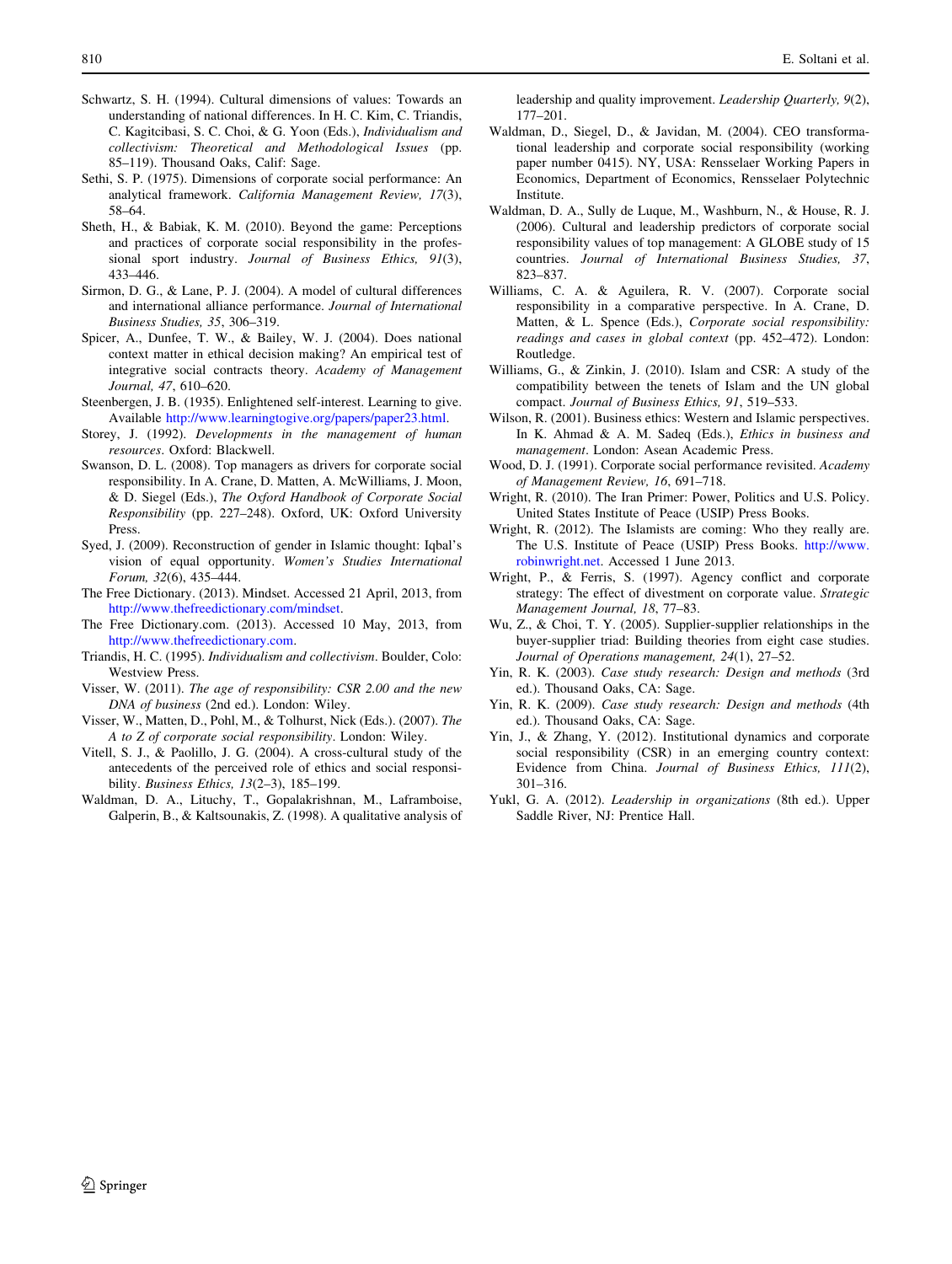Schwartz, S. H. (1994). Cultural dimensions of values: Towards an understanding of national differences. In H. C. Kim, C. Triandis, C. Kagitcibasi, S. C. Choi, & G. Yoon (Eds.), *Individualism and collectivism: Theoretical and Methodological Issues* (pp. 85–119). Thousand Oaks, Calif: Sage.

Sethi, S. P. (1975). Dimensions of corporate social performance: An analytical framework. *California Management Review, 17*(3), 58–64.

Sheth, H., & Babiak, K. M. (2010). Beyond the game: Perceptions and practices of corporate social responsibility in the professional sport industry. *Journal of Business Ethics, 91*(3), 433–446.

Sirmon, D. G., & Lane, P. J. (2004). A model of cultural differences and international alliance performance. *Journal of International Business Studies, 35*, 306–319.

Spicer, A., Dunfee, T. W., & Bailey, W. J. (2004). Does national context matter in ethical decision making? An empirical test of integrative social contracts theory. *Academy of Management Journal, 47*, 610–620.

Steenbergen, J. B. (1935). Enlightened self-interest. Learning to give. Available http://www.learningtogive.org/papers/paper23.html.

Storey, J. (1992). *Developments in the management of human resources*. Oxford: Blackwell.

Swanson, D. L. (2008). Top managers as drivers for corporate social responsibility. In A. Crane, D. Matten, A. McWilliams, J. Moon, & D. Siegel (Eds.), *The Oxford Handbook of Corporate Social Responsibility* (pp. 227–248). Oxford, UK: Oxford University Press.

Syed, J. (2009). Reconstruction of gender in Islamic thought: Iqbal's vision of equal opportunity. *Women's Studies International Forum, 32*(6), 435–444.

The Free Dictionary. (2013). Mindset. Accessed 21 April, 2013, from http://www.thefreedictionary.com/mindset.

The Free Dictionary.com. (2013). Accessed 10 May, 2013, from http://www.thefreedictionary.com.

Triandis, H. C. (1995). *Individualism and collectivism*. Boulder, Colo: Westview Press.

Visser, W. (2011). *The age of responsibility: CSR 2.00 and the new DNA of business* (2nd ed.). London: Wiley.

Visser, W., Matten, D., Pohl, M., & Tolhurst, Nick (Eds.). (2007). *The A to Z of corporate social responsibility*. London: Wiley.

Vitell, S. J., & Paolillo, J. G. (2004). A cross-cultural study of the antecedents of the perceived role of ethics and social responsibility. *Business Ethics, 13*(2–3), 185–199.

Waldman, D. A., Lituchy, T., Gopalakrishnan, M., Laframboise, Galperin, B., & Kaltsounakis, Z. (1998). A qualitative analysis of leadership and quality improvement. *Leadership Quarterly, 9*(2), 177–201.

Waldman, D., Siegel, D., & Javidan, M. (2004). CEO transformational leadership and corporate social responsibility (working paper number 0415). NY, USA: Rensselaer Working Papers in Economics, Department of Economics, Rensselaer Polytechnic Institute.

Waldman, D. A., Sully de Luque, M., Washburn, N., & House, R. J. (2006). Cultural and leadership predictors of corporate social responsibility values of top management: A GLOBE study of 15 countries. *Journal of International Business Studies, 37*, 823–837.

Williams, C. A. & Aguilera, R. V. (2007). Corporate social responsibility in a comparative perspective. In A. Crane, D. Matten, & L. Spence (Eds.), *Corporate social responsibility: readings and cases in global context* (pp. 452–472). London: Routledge.

Williams, G., & Zinkin, J. (2010). Islam and CSR: A study of the compatibility between the tenets of Islam and the UN global compact. *Journal of Business Ethics, 91*, 519–533.

Wilson, R. (2001). Business ethics: Western and Islamic perspectives. In K. Ahmad & A. M. Sadeq (Eds.), *Ethics in business and management*. London: Asean Academic Press.

Wood, D. J. (1991). Corporate social performance revisited. *Academy of Management Review, 16*, 691–718.

Wright, R. (2010). The Iran Primer: Power, Politics and U.S. Policy. United States Institute of Peace (USIP) Press Books.

Wright, R. (2012). The Islamists are coming: Who they really are. The U.S. Institute of Peace (USIP) Press Books. http://www.robinwright.net. Accessed 1 June 2013.

Wright, P., & Ferris, S. (1997). Agency conflict and corporate strategy: The effect of divestment on corporate value. *Strategic Management Journal, 18*, 77–83.

Wu, Z., & Choi, T. Y. (2005). Supplier-supplier relationships in the buyer-supplier triad: Building theories from eight case studies. *Journal of Operations management, 24*(1), 27–52.

Yin, R. K. (2003). *Case study research: Design and methods* (3rd ed.). Thousand Oaks, CA: Sage.

Yin, R. K. (2009). *Case study research: Design and methods* (4th ed.). Thousand Oaks, CA: Sage.

Yin, J., & Zhang, Y. (2012). Institutional dynamics and corporate social responsibility (CSR) in an emerging country context: Evidence from China. *Journal of Business Ethics, 111*(2), 301–316.

Yukl, G. A. (2012). *Leadership in organizations* (8th ed.). Upper Saddle River, NJ: Prentice Hall.